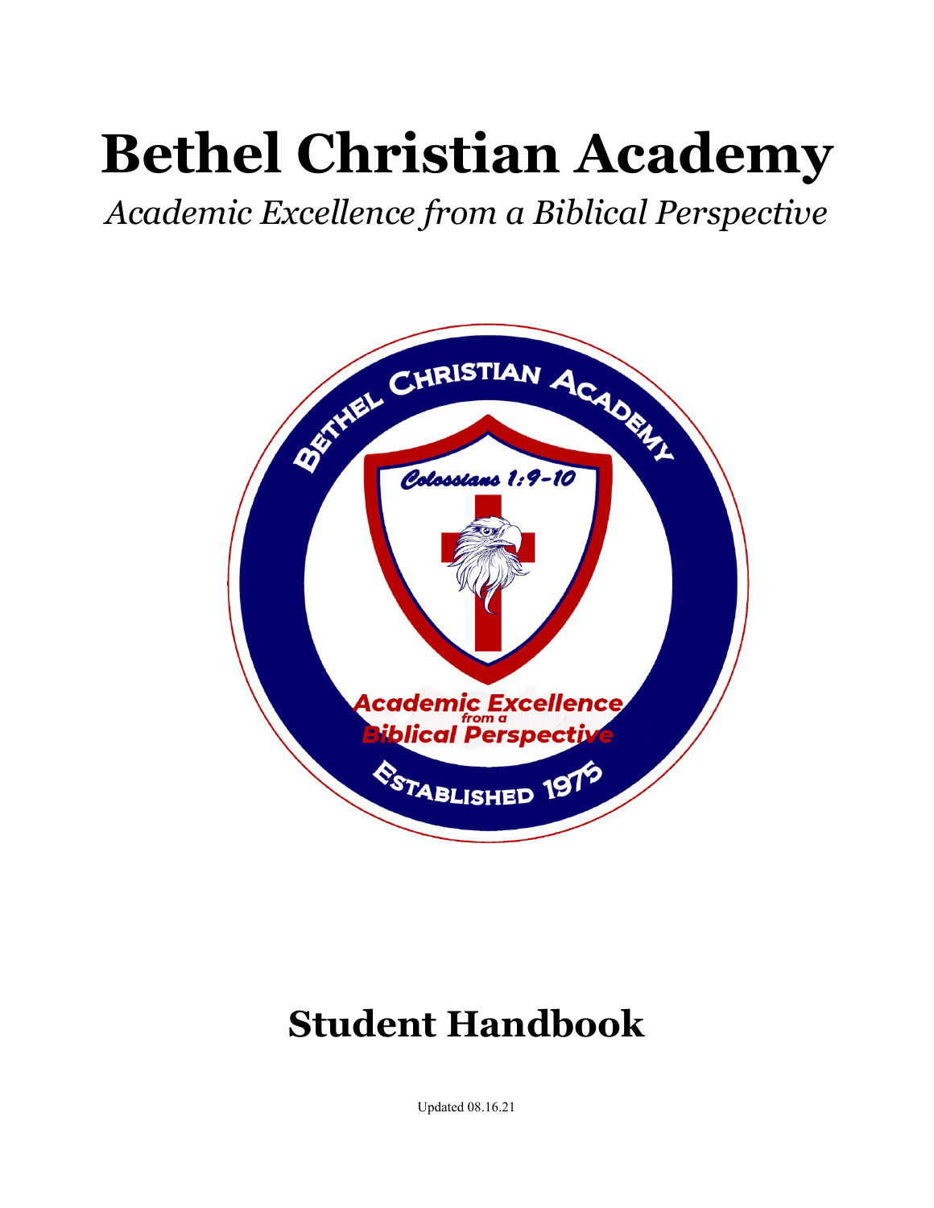# Bethel Christian Academy

*Academic Excellence from a Biblical Perspective*

# Student Handbook

Updated 08.16.21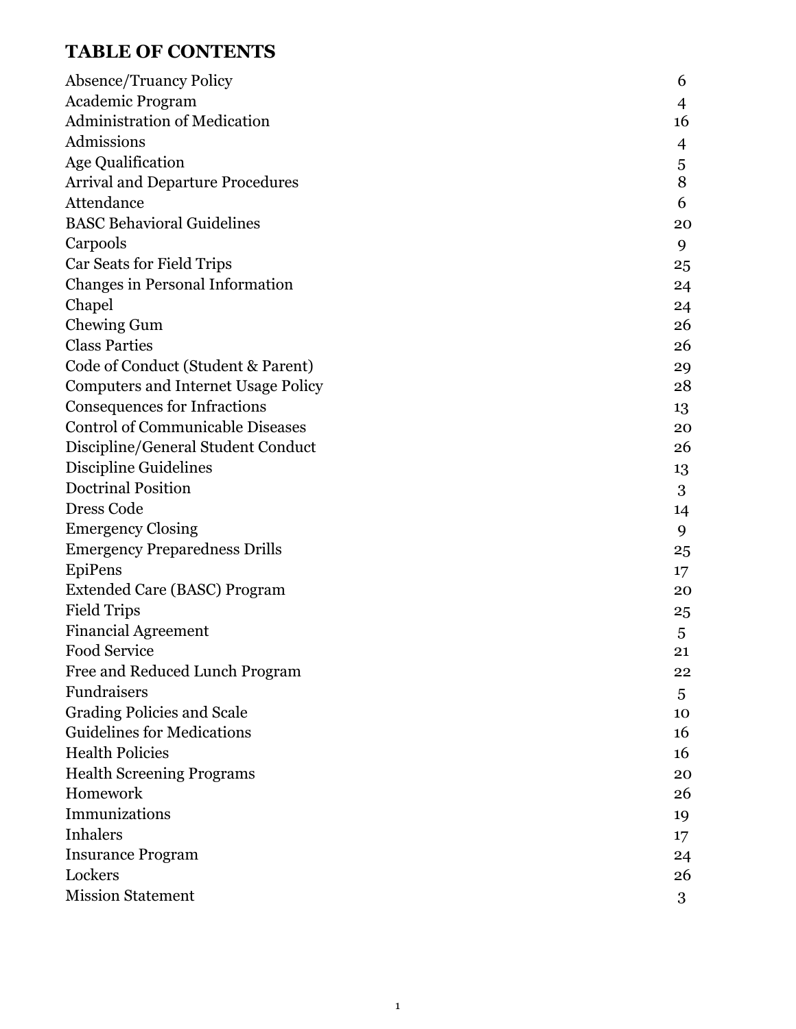# TABLE OF CONTENTS

| | |
|---|---|
| Absence/Truancy Policy | 6 |
| Academic Program | 4 |
| Administration of Medication | 16 |
| Admissions | 4 |
| Age Qualification | 5 |
| Arrival and Departure Procedures | 8 |
| Attendance | 6 |
| BASC Behavioral Guidelines | 20 |
| Carpools | 9 |
| Car Seats for Field Trips | 25 |
| Changes in Personal Information | 24 |
| Chapel | 24 |
| Chewing Gum | 26 |
| Class Parties | 26 |
| Code of Conduct (Student & Parent) | 29 |
| Computers and Internet Usage Policy | 28 |
| Consequences for Infractions | 13 |
| Control of Communicable Diseases | 20 |
| Discipline/General Student Conduct | 26 |
| Discipline Guidelines | 13 |
| Doctrinal Position | 3 |
| Dress Code | 14 |
| Emergency Closing | 9 |
| Emergency Preparedness Drills | 25 |
| EpiPens | 17 |
| Extended Care (BASC) Program | 20 |
| Field Trips | 25 |
| Financial Agreement | 5 |
| Food Service | 21 |
| Free and Reduced Lunch Program | 22 |
| Fundraisers | 5 |
| Grading Policies and Scale | 10 |
| Guidelines for Medications | 16 |
| Health Policies | 16 |
| Health Screening Programs | 20 |
| Homework | 26 |
| Immunizations | 19 |
| Inhalers | 17 |
| Insurance Program | 24 |
| Lockers | 26 |
| Mission Statement | 3 |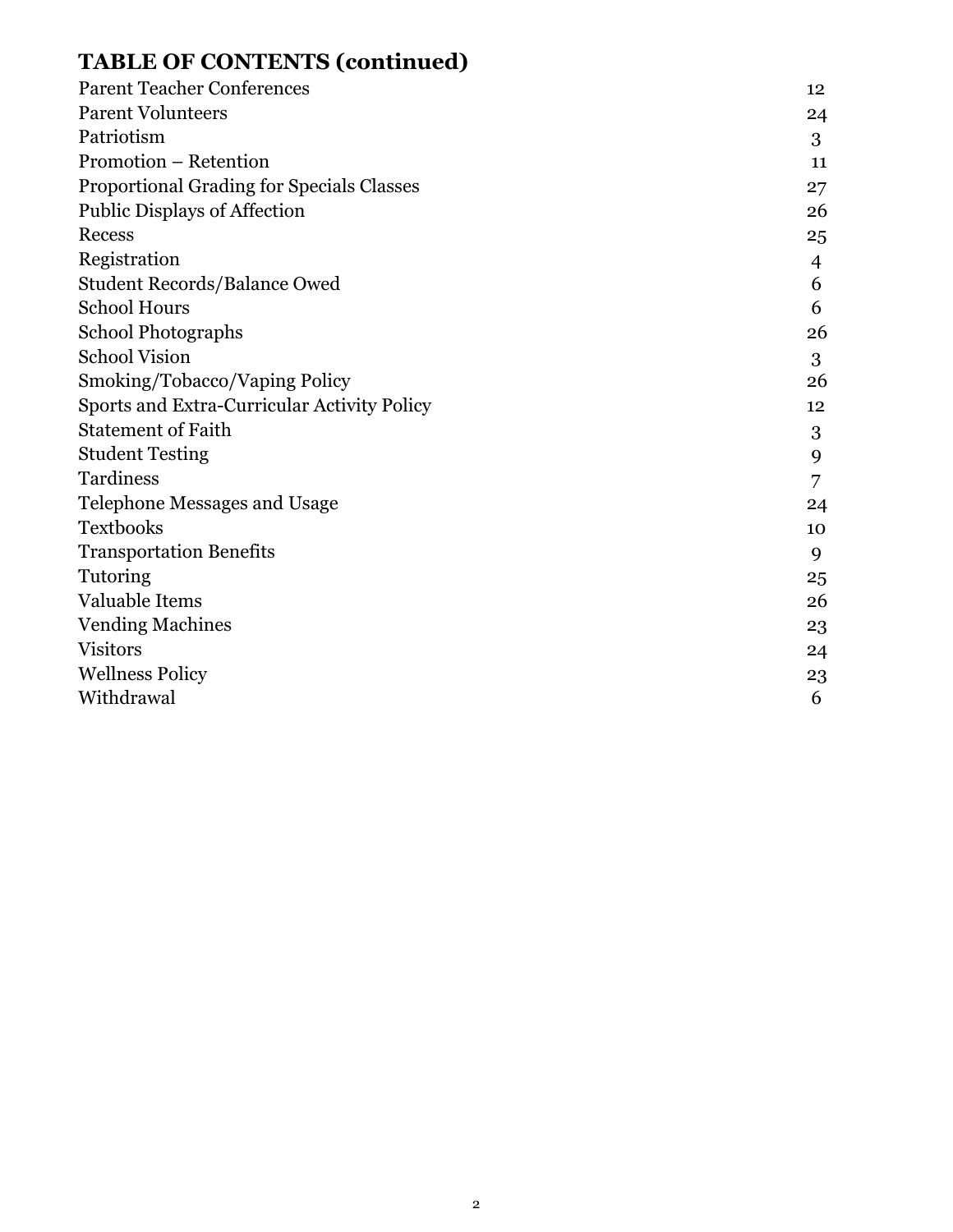## TABLE OF CONTENTS (continued)

| | |
|---|---|
| Parent Teacher Conferences | 12 |
| Parent Volunteers | 24 |
| Patriotism | 3 |
| Promotion – Retention | 11 |
| Proportional Grading for Specials Classes | 27 |
| Public Displays of Affection | 26 |
| Recess | 25 |
| Registration | 4 |
| Student Records/Balance Owed | 6 |
| School Hours | 6 |
| School Photographs | 26 |
| School Vision | 3 |
| Smoking/Tobacco/Vaping Policy | 26 |
| Sports and Extra-Curricular Activity Policy | 12 |
| Statement of Faith | 3 |
| Student Testing | 9 |
| Tardiness | 7 |
| Telephone Messages and Usage | 24 |
| Textbooks | 10 |
| Transportation Benefits | 9 |
| Tutoring | 25 |
| Valuable Items | 26 |
| Vending Machines | 23 |
| Visitors | 24 |
| Wellness Policy | 23 |
| Withdrawal | 6 |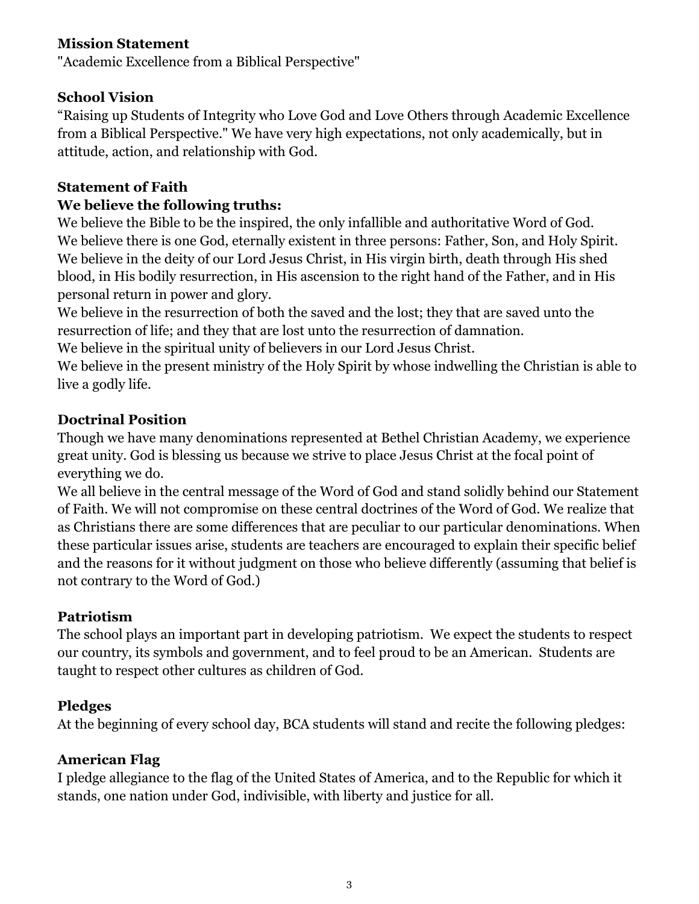**Mission Statement**

"Academic Excellence from a Biblical Perspective"

**School Vision**

"Raising up Students of Integrity who Love God and Love Others through Academic Excellence from a Biblical Perspective." We have very high expectations, not only academically, but in attitude, action, and relationship with God.

**Statement of Faith**

**We believe the following truths:**

We believe the Bible to be the inspired, the only infallible and authoritative Word of God.
We believe there is one God, eternally existent in three persons: Father, Son, and Holy Spirit.
We believe in the deity of our Lord Jesus Christ, in His virgin birth, death through His shed blood, in His bodily resurrection, in His ascension to the right hand of the Father, and in His personal return in power and glory.
We believe in the resurrection of both the saved and the lost; they that are saved unto the resurrection of life; and they that are lost unto the resurrection of damnation.
We believe in the spiritual unity of believers in our Lord Jesus Christ.
We believe in the present ministry of the Holy Spirit by whose indwelling the Christian is able to live a godly life.

**Doctrinal Position**

Though we have many denominations represented at Bethel Christian Academy, we experience great unity. God is blessing us because we strive to place Jesus Christ at the focal point of everything we do.
We all believe in the central message of the Word of God and stand solidly behind our Statement of Faith. We will not compromise on these central doctrines of the Word of God. We realize that as Christians there are some differences that are peculiar to our particular denominations. When these particular issues arise, students are teachers are encouraged to explain their specific belief and the reasons for it without judgment on those who believe differently (assuming that belief is not contrary to the Word of God.)

**Patriotism**

The school plays an important part in developing patriotism. We expect the students to respect our country, its symbols and government, and to feel proud to be an American. Students are taught to respect other cultures as children of God.

**Pledges**

At the beginning of every school day, BCA students will stand and recite the following pledges:

**American Flag**

I pledge allegiance to the flag of the United States of America, and to the Republic for which it stands, one nation under God, indivisible, with liberty and justice for all.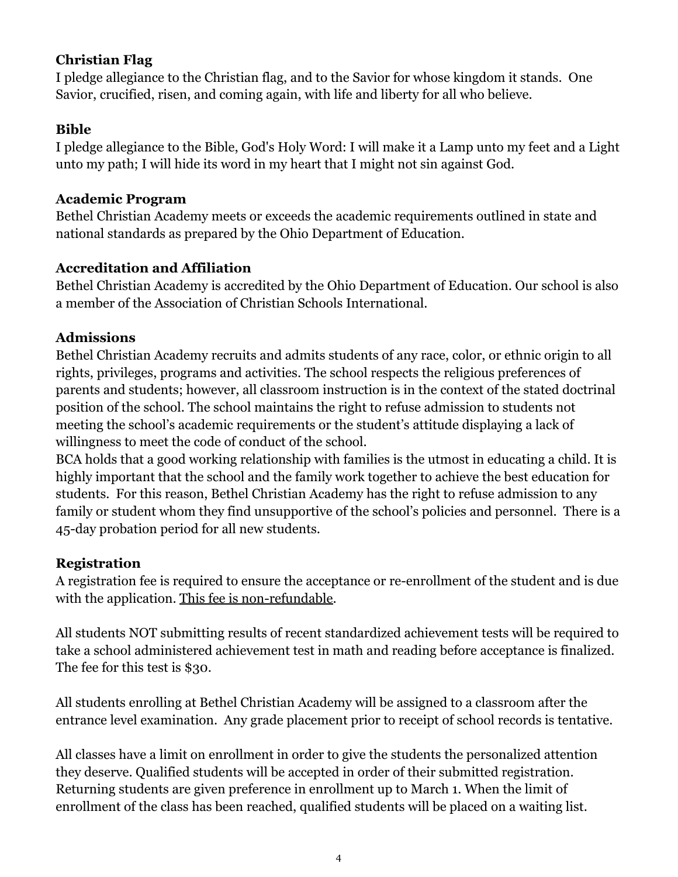**Christian Flag**

I pledge allegiance to the Christian flag, and to the Savior for whose kingdom it stands. One Savior, crucified, risen, and coming again, with life and liberty for all who believe.

**Bible**

I pledge allegiance to the Bible, God's Holy Word: I will make it a Lamp unto my feet and a Light unto my path; I will hide its word in my heart that I might not sin against God.

**Academic Program**

Bethel Christian Academy meets or exceeds the academic requirements outlined in state and national standards as prepared by the Ohio Department of Education.

**Accreditation and Affiliation**

Bethel Christian Academy is accredited by the Ohio Department of Education. Our school is also a member of the Association of Christian Schools International.

**Admissions**

Bethel Christian Academy recruits and admits students of any race, color, or ethnic origin to all rights, privileges, programs and activities. The school respects the religious preferences of parents and students; however, all classroom instruction is in the context of the stated doctrinal position of the school. The school maintains the right to refuse admission to students not meeting the school's academic requirements or the student's attitude displaying a lack of willingness to meet the code of conduct of the school.

BCA holds that a good working relationship with families is the utmost in educating a child. It is highly important that the school and the family work together to achieve the best education for students. For this reason, Bethel Christian Academy has the right to refuse admission to any family or student whom they find unsupportive of the school's policies and personnel. There is a 45-day probation period for all new students.

**Registration**

A registration fee is required to ensure the acceptance or re-enrollment of the student and is due with the application. <u>This fee is non-refundable</u>.

All students NOT submitting results of recent standardized achievement tests will be required to take a school administered achievement test in math and reading before acceptance is finalized. The fee for this test is $30.

All students enrolling at Bethel Christian Academy will be assigned to a classroom after the entrance level examination. Any grade placement prior to receipt of school records is tentative.

All classes have a limit on enrollment in order to give the students the personalized attention they deserve. Qualified students will be accepted in order of their submitted registration. Returning students are given preference in enrollment up to March 1. When the limit of enrollment of the class has been reached, qualified students will be placed on a waiting list.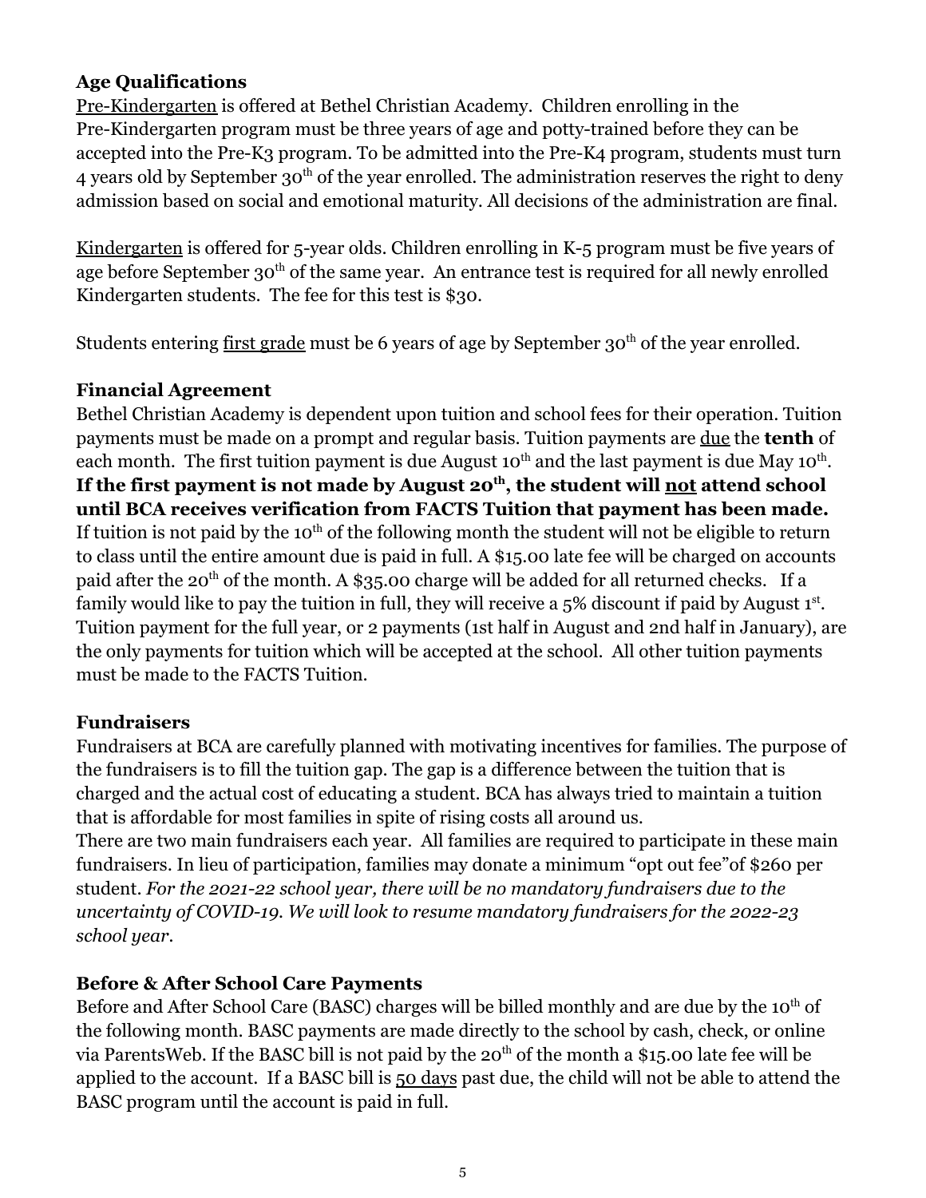### Age Qualifications

Pre-Kindergarten is offered at Bethel Christian Academy. Children enrolling in the Pre-Kindergarten program must be three years of age and potty-trained before they can be accepted into the Pre-K3 program. To be admitted into the Pre-K4 program, students must turn 4 years old by September 30th of the year enrolled. The administration reserves the right to deny admission based on social and emotional maturity. All decisions of the administration are final.

Kindergarten is offered for 5-year olds. Children enrolling in K-5 program must be five years of age before September 30th of the same year. An entrance test is required for all newly enrolled Kindergarten students. The fee for this test is $30.

Students entering first grade must be 6 years of age by September 30th of the year enrolled.

### Financial Agreement

Bethel Christian Academy is dependent upon tuition and school fees for their operation. Tuition payments must be made on a prompt and regular basis. Tuition payments are due the **tenth** of each month. The first tuition payment is due August 10th and the last payment is due May 10th. **If the first payment is not made by August 20th, the student will not attend school until BCA receives verification from FACTS Tuition that payment has been made.** If tuition is not paid by the 10th of the following month the student will not be eligible to return to class until the entire amount due is paid in full. A $15.00 late fee will be charged on accounts paid after the 20th of the month. A $35.00 charge will be added for all returned checks. If a family would like to pay the tuition in full, they will receive a 5% discount if paid by August 1st. Tuition payment for the full year, or 2 payments (1st half in August and 2nd half in January), are the only payments for tuition which will be accepted at the school. All other tuition payments must be made to the FACTS Tuition.

### Fundraisers

Fundraisers at BCA are carefully planned with motivating incentives for families. The purpose of the fundraisers is to fill the tuition gap. The gap is a difference between the tuition that is charged and the actual cost of educating a student. BCA has always tried to maintain a tuition that is affordable for most families in spite of rising costs all around us.
There are two main fundraisers each year. All families are required to participate in these main fundraisers. In lieu of participation, families may donate a minimum "opt out fee"of $260 per student. *For the 2021-22 school year, there will be no mandatory fundraisers due to the uncertainty of COVID-19. We will look to resume mandatory fundraisers for the 2022-23 school year.*

### Before & After School Care Payments

Before and After School Care (BASC) charges will be billed monthly and are due by the 10th of the following month. BASC payments are made directly to the school by cash, check, or online via ParentsWeb. If the BASC bill is not paid by the 20th of the month a $15.00 late fee will be applied to the account. If a BASC bill is 50 days past due, the child will not be able to attend the BASC program until the account is paid in full.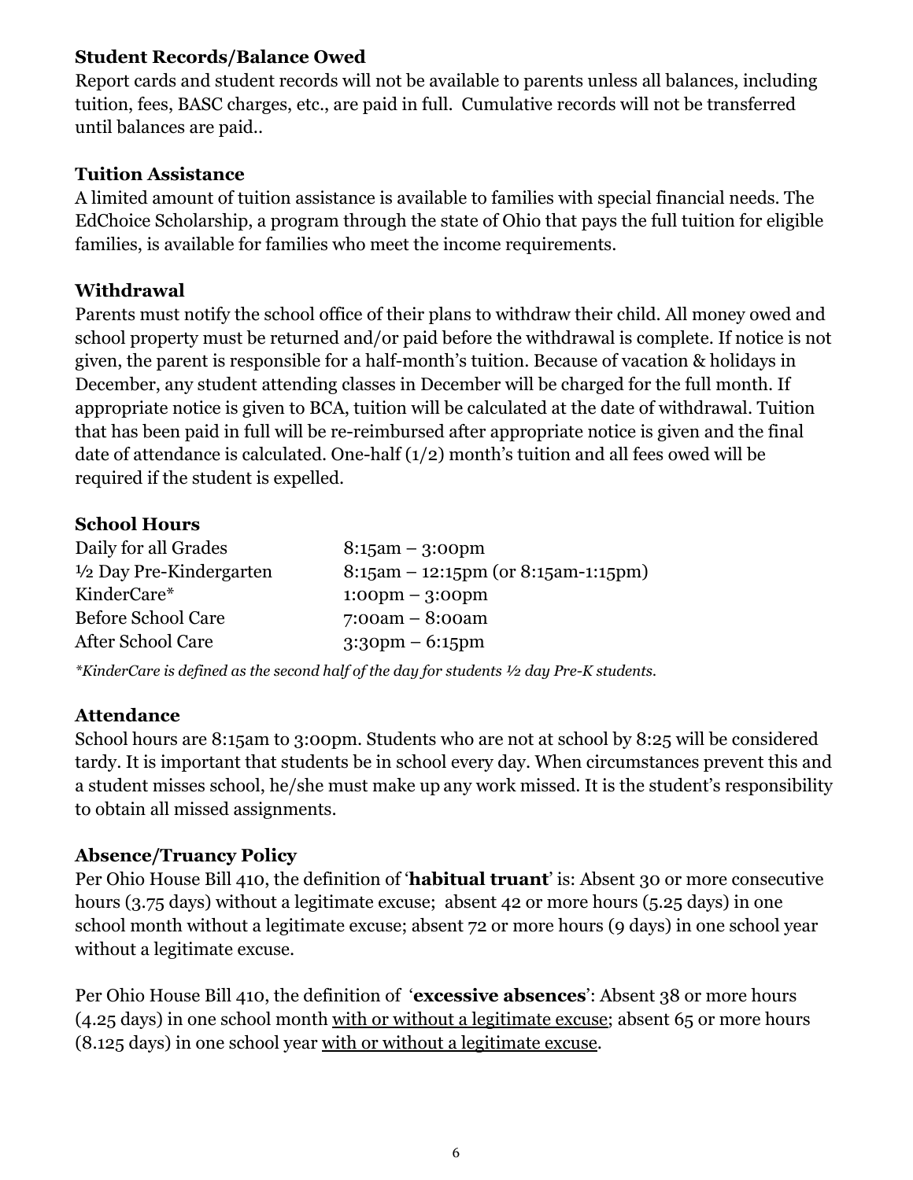**Student Records/Balance Owed**

Report cards and student records will not be available to parents unless all balances, including tuition, fees, BASC charges, etc., are paid in full. Cumulative records will not be transferred until balances are paid..

**Tuition Assistance**

A limited amount of tuition assistance is available to families with special financial needs. The EdChoice Scholarship, a program through the state of Ohio that pays the full tuition for eligible families, is available for families who meet the income requirements.

**Withdrawal**

Parents must notify the school office of their plans to withdraw their child. All money owed and school property must be returned and/or paid before the withdrawal is complete. If notice is not given, the parent is responsible for a half-month's tuition. Because of vacation & holidays in December, any student attending classes in December will be charged for the full month. If appropriate notice is given to BCA, tuition will be calculated at the date of withdrawal. Tuition that has been paid in full will be re-reimbursed after appropriate notice is given and the final date of attendance is calculated. One-half (1/2) month's tuition and all fees owed will be required if the student is expelled.

**School Hours**

| | |
|---|---|
| Daily for all Grades | 8:15am – 3:00pm |
| ½ Day Pre-Kindergarten | 8:15am – 12:15pm (or 8:15am-1:15pm) |
| KinderCare* | 1:00pm – 3:00pm |
| Before School Care | 7:00am – 8:00am |
| After School Care | 3:30pm – 6:15pm |

*\*KinderCare is defined as the second half of the day for students ½ day Pre-K students.*

**Attendance**

School hours are 8:15am to 3:00pm. Students who are not at school by 8:25 will be considered tardy. It is important that students be in school every day. When circumstances prevent this and a student misses school, he/she must make up any work missed. It is the student's responsibility to obtain all missed assignments.

**Absence/Truancy Policy**

Per Ohio House Bill 410, the definition of '**habitual truant**' is: Absent 30 or more consecutive hours (3.75 days) without a legitimate excuse; absent 42 or more hours (5.25 days) in one school month without a legitimate excuse; absent 72 or more hours (9 days) in one school year without a legitimate excuse.

Per Ohio House Bill 410, the definition of '**excessive absences**': Absent 38 or more hours (4.25 days) in one school month <u>with or without a legitimate excuse</u>; absent 65 or more hours (8.125 days) in one school year <u>with or without a legitimate excuse</u>.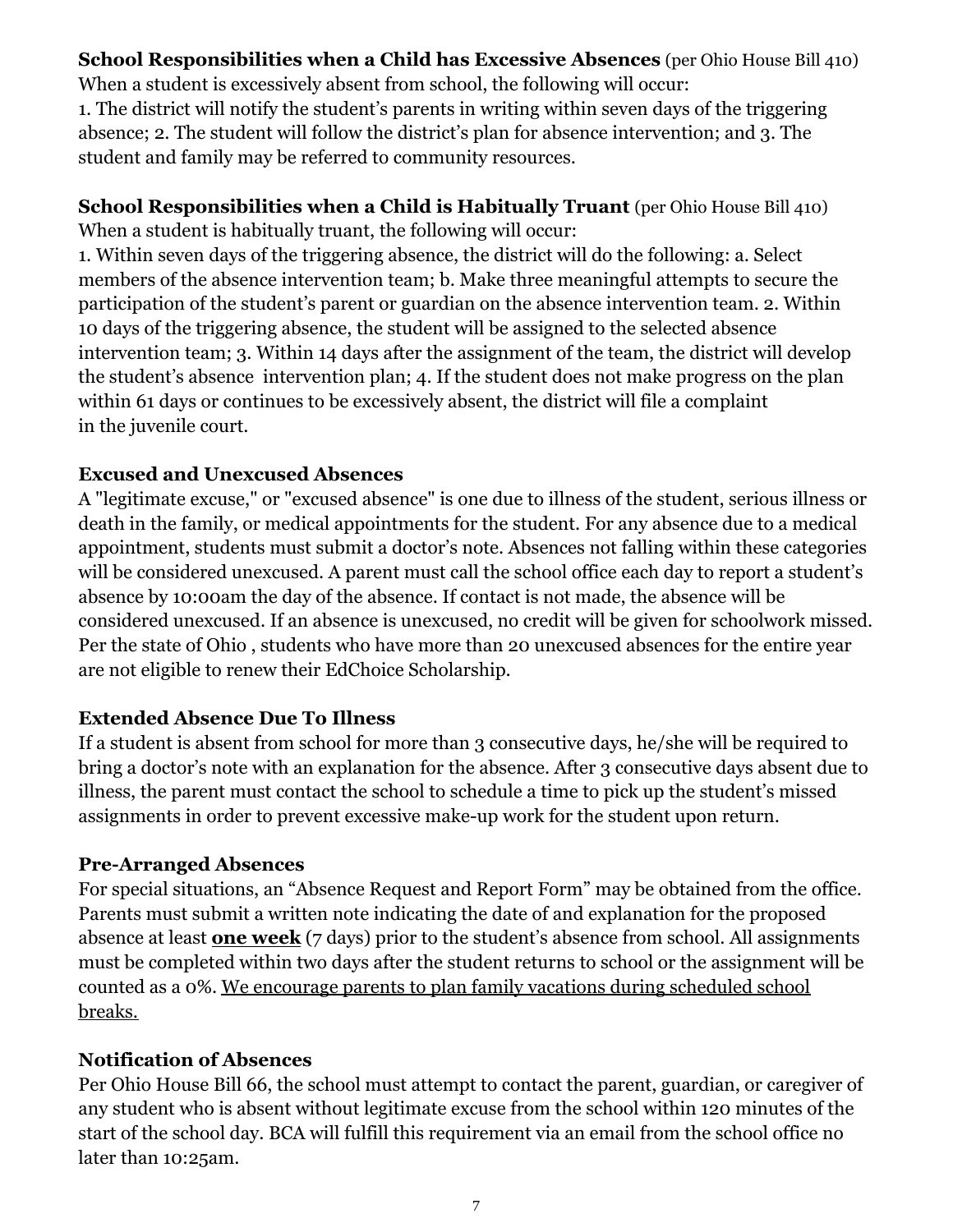**School Responsibilities when a Child has Excessive Absences** (per Ohio House Bill 410)
When a student is excessively absent from school, the following will occur:
1. The district will notify the student's parents in writing within seven days of the triggering absence; 2. The student will follow the district's plan for absence intervention; and 3. The student and family may be referred to community resources.

**School Responsibilities when a Child is Habitually Truant** (per Ohio House Bill 410)
When a student is habitually truant, the following will occur:
1. Within seven days of the triggering absence, the district will do the following: a. Select members of the absence intervention team; b. Make three meaningful attempts to secure the participation of the student's parent or guardian on the absence intervention team. 2. Within 10 days of the triggering absence, the student will be assigned to the selected absence intervention team; 3. Within 14 days after the assignment of the team, the district will develop the student's absence intervention plan; 4. If the student does not make progress on the plan within 61 days or continues to be excessively absent, the district will file a complaint in the juvenile court.

**Excused and Unexcused Absences**
A "legitimate excuse," or "excused absence" is one due to illness of the student, serious illness or death in the family, or medical appointments for the student. For any absence due to a medical appointment, students must submit a doctor's note. Absences not falling within these categories will be considered unexcused. A parent must call the school office each day to report a student's absence by 10:00am the day of the absence. If contact is not made, the absence will be considered unexcused. If an absence is unexcused, no credit will be given for schoolwork missed. Per the state of Ohio , students who have more than 20 unexcused absences for the entire year are not eligible to renew their EdChoice Scholarship.

**Extended Absence Due To Illness**
If a student is absent from school for more than 3 consecutive days, he/she will be required to bring a doctor's note with an explanation for the absence. After 3 consecutive days absent due to illness, the parent must contact the school to schedule a time to pick up the student's missed assignments in order to prevent excessive make-up work for the student upon return.

**Pre-Arranged Absences**
For special situations, an "Absence Request and Report Form" may be obtained from the office. Parents must submit a written note indicating the date of and explanation for the proposed absence at least **one week** (7 days) prior to the student's absence from school. All assignments must be completed within two days after the student returns to school or the assignment will be counted as a 0%. We encourage parents to plan family vacations during scheduled school breaks.

**Notification of Absences**
Per Ohio House Bill 66, the school must attempt to contact the parent, guardian, or caregiver of any student who is absent without legitimate excuse from the school within 120 minutes of the start of the school day. BCA will fulfill this requirement via an email from the school office no later than 10:25am.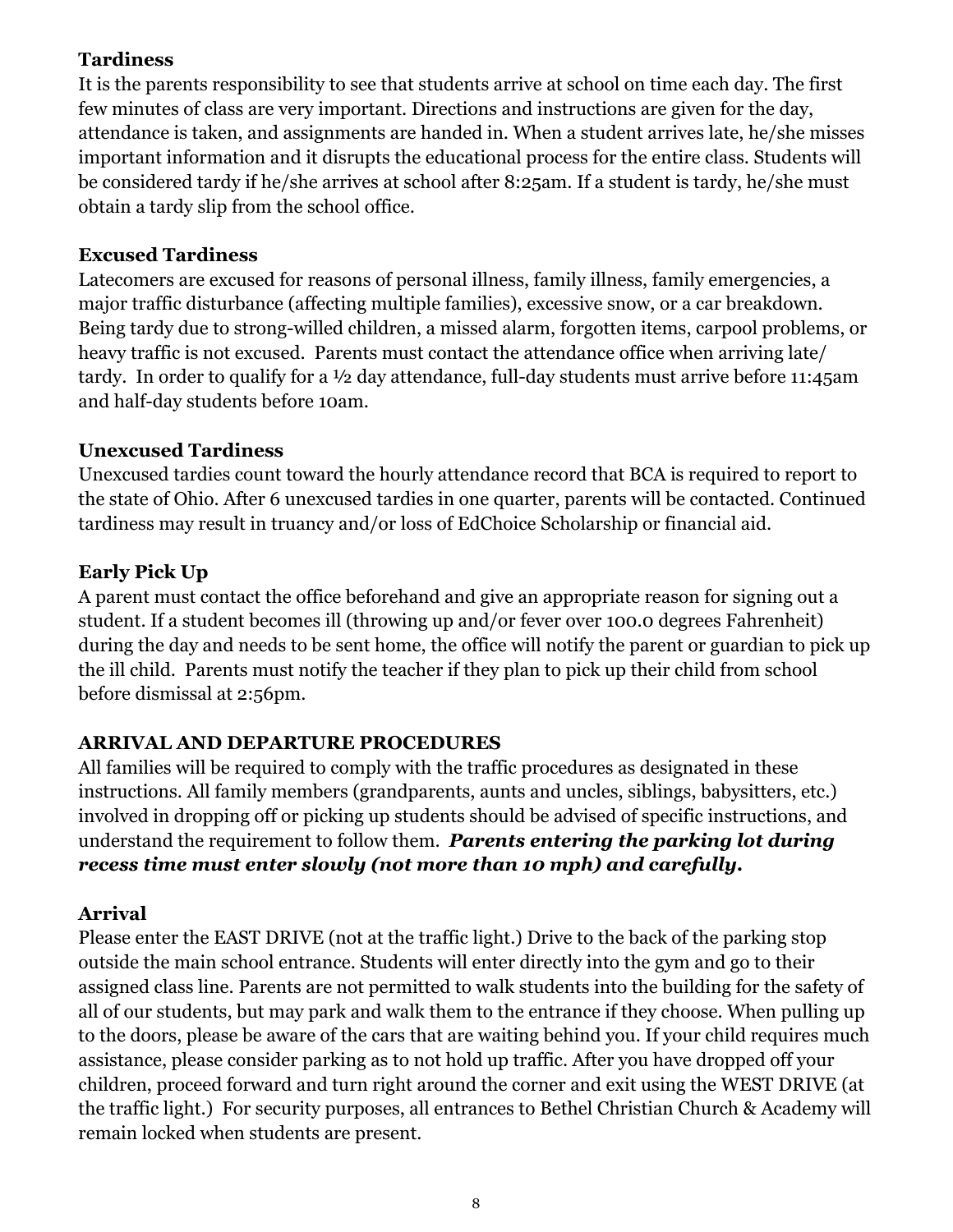**Tardiness**

It is the parents responsibility to see that students arrive at school on time each day. The first few minutes of class are very important. Directions and instructions are given for the day, attendance is taken, and assignments are handed in. When a student arrives late, he/she misses important information and it disrupts the educational process for the entire class. Students will be considered tardy if he/she arrives at school after 8:25am. If a student is tardy, he/she must obtain a tardy slip from the school office.

**Excused Tardiness**

Latecomers are excused for reasons of personal illness, family illness, family emergencies, a major traffic disturbance (affecting multiple families), excessive snow, or a car breakdown. Being tardy due to strong-willed children, a missed alarm, forgotten items, carpool problems, or heavy traffic is not excused. Parents must contact the attendance office when arriving late/ tardy. In order to qualify for a ½ day attendance, full-day students must arrive before 11:45am and half-day students before 10am.

**Unexcused Tardiness**

Unexcused tardies count toward the hourly attendance record that BCA is required to report to the state of Ohio. After 6 unexcused tardies in one quarter, parents will be contacted. Continued tardiness may result in truancy and/or loss of EdChoice Scholarship or financial aid.

**Early Pick Up**

A parent must contact the office beforehand and give an appropriate reason for signing out a student. If a student becomes ill (throwing up and/or fever over 100.0 degrees Fahrenheit) during the day and needs to be sent home, the office will notify the parent or guardian to pick up the ill child. Parents must notify the teacher if they plan to pick up their child from school before dismissal at 2:56pm.

**ARRIVAL AND DEPARTURE PROCEDURES**

All families will be required to comply with the traffic procedures as designated in these instructions. All family members (grandparents, aunts and uncles, siblings, babysitters, etc.) involved in dropping off or picking up students should be advised of specific instructions, and understand the requirement to follow them. ***Parents entering the parking lot during recess time must enter slowly (not more than 10 mph) and carefully.***

**Arrival**

Please enter the EAST DRIVE (not at the traffic light.) Drive to the back of the parking stop outside the main school entrance. Students will enter directly into the gym and go to their assigned class line. Parents are not permitted to walk students into the building for the safety of all of our students, but may park and walk them to the entrance if they choose. When pulling up to the doors, please be aware of the cars that are waiting behind you. If your child requires much assistance, please consider parking as to not hold up traffic. After you have dropped off your children, proceed forward and turn right around the corner and exit using the WEST DRIVE (at the traffic light.) For security purposes, all entrances to Bethel Christian Church & Academy will remain locked when students are present.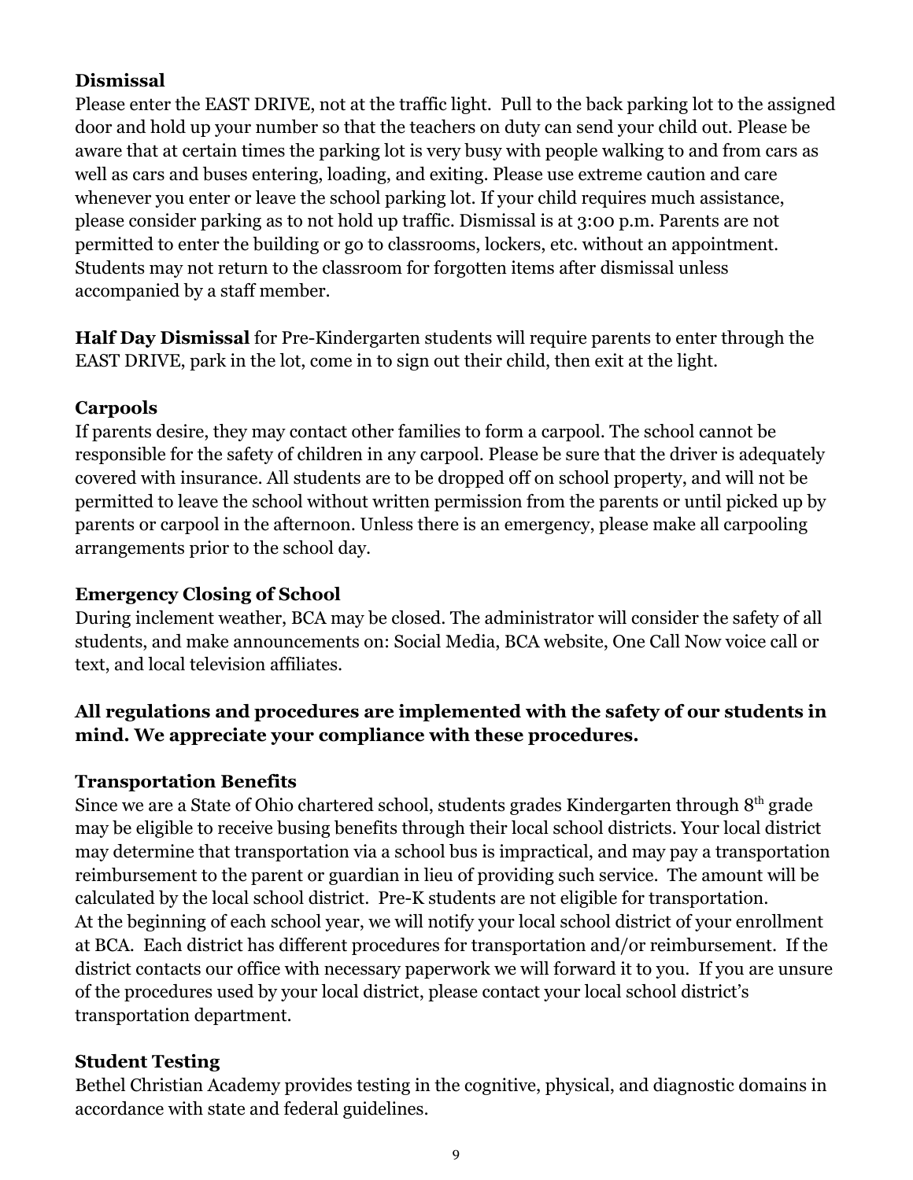### Dismissal

Please enter the EAST DRIVE, not at the traffic light. Pull to the back parking lot to the assigned door and hold up your number so that the teachers on duty can send your child out. Please be aware that at certain times the parking lot is very busy with people walking to and from cars as well as cars and buses entering, loading, and exiting. Please use extreme caution and care whenever you enter or leave the school parking lot. If your child requires much assistance, please consider parking as to not hold up traffic. Dismissal is at 3:00 p.m. Parents are not permitted to enter the building or go to classrooms, lockers, etc. without an appointment. Students may not return to the classroom for forgotten items after dismissal unless accompanied by a staff member.

**Half Day Dismissal** for Pre-Kindergarten students will require parents to enter through the EAST DRIVE, park in the lot, come in to sign out their child, then exit at the light.

### Carpools

If parents desire, they may contact other families to form a carpool. The school cannot be responsible for the safety of children in any carpool. Please be sure that the driver is adequately covered with insurance. All students are to be dropped off on school property, and will not be permitted to leave the school without written permission from the parents or until picked up by parents or carpool in the afternoon. Unless there is an emergency, please make all carpooling arrangements prior to the school day.

### Emergency Closing of School

During inclement weather, BCA may be closed. The administrator will consider the safety of all students, and make announcements on: Social Media, BCA website, One Call Now voice call or text, and local television affiliates.

**All regulations and procedures are implemented with the safety of our students in mind. We appreciate your compliance with these procedures.**

### Transportation Benefits

Since we are a State of Ohio chartered school, students grades Kindergarten through 8th grade may be eligible to receive busing benefits through their local school districts. Your local district may determine that transportation via a school bus is impractical, and may pay a transportation reimbursement to the parent or guardian in lieu of providing such service. The amount will be calculated by the local school district. Pre-K students are not eligible for transportation.
At the beginning of each school year, we will notify your local school district of your enrollment at BCA. Each district has different procedures for transportation and/or reimbursement. If the district contacts our office with necessary paperwork we will forward it to you. If you are unsure of the procedures used by your local district, please contact your local school district's transportation department.

### Student Testing

Bethel Christian Academy provides testing in the cognitive, physical, and diagnostic domains in accordance with state and federal guidelines.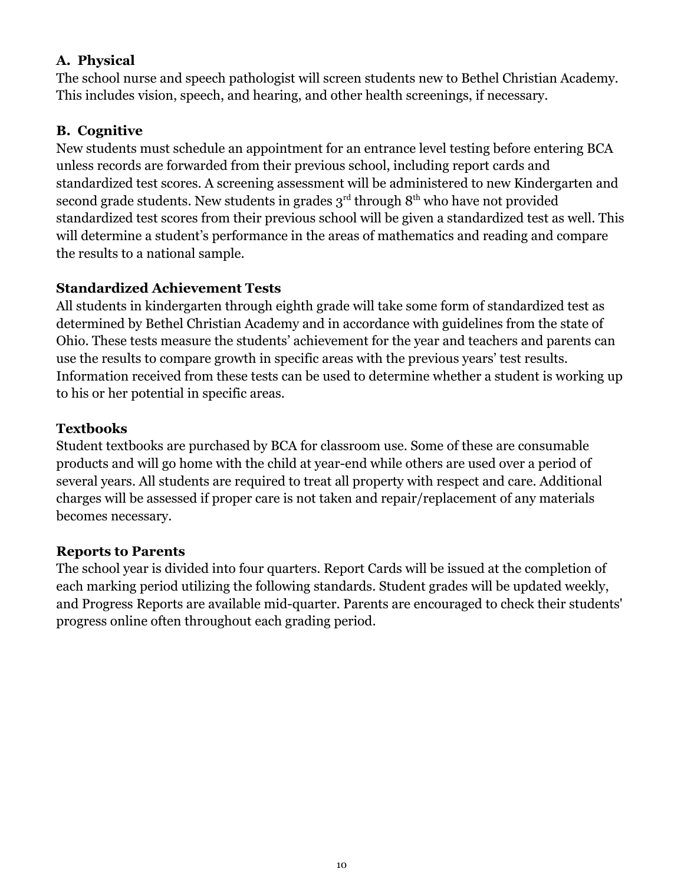### A. Physical

The school nurse and speech pathologist will screen students new to Bethel Christian Academy. This includes vision, speech, and hearing, and other health screenings, if necessary.

### B. Cognitive

New students must schedule an appointment for an entrance level testing before entering BCA unless records are forwarded from their previous school, including report cards and standardized test scores. A screening assessment will be administered to new Kindergarten and second grade students. New students in grades 3rd through 8th who have not provided standardized test scores from their previous school will be given a standardized test as well. This will determine a student's performance in the areas of mathematics and reading and compare the results to a national sample.

### Standardized Achievement Tests

All students in kindergarten through eighth grade will take some form of standardized test as determined by Bethel Christian Academy and in accordance with guidelines from the state of Ohio. These tests measure the students' achievement for the year and teachers and parents can use the results to compare growth in specific areas with the previous years' test results. Information received from these tests can be used to determine whether a student is working up to his or her potential in specific areas.

### Textbooks

Student textbooks are purchased by BCA for classroom use. Some of these are consumable products and will go home with the child at year-end while others are used over a period of several years. All students are required to treat all property with respect and care. Additional charges will be assessed if proper care is not taken and repair/replacement of any materials becomes necessary.

### Reports to Parents

The school year is divided into four quarters. Report Cards will be issued at the completion of each marking period utilizing the following standards. Student grades will be updated weekly, and Progress Reports are available mid-quarter. Parents are encouraged to check their students' progress online often throughout each grading period.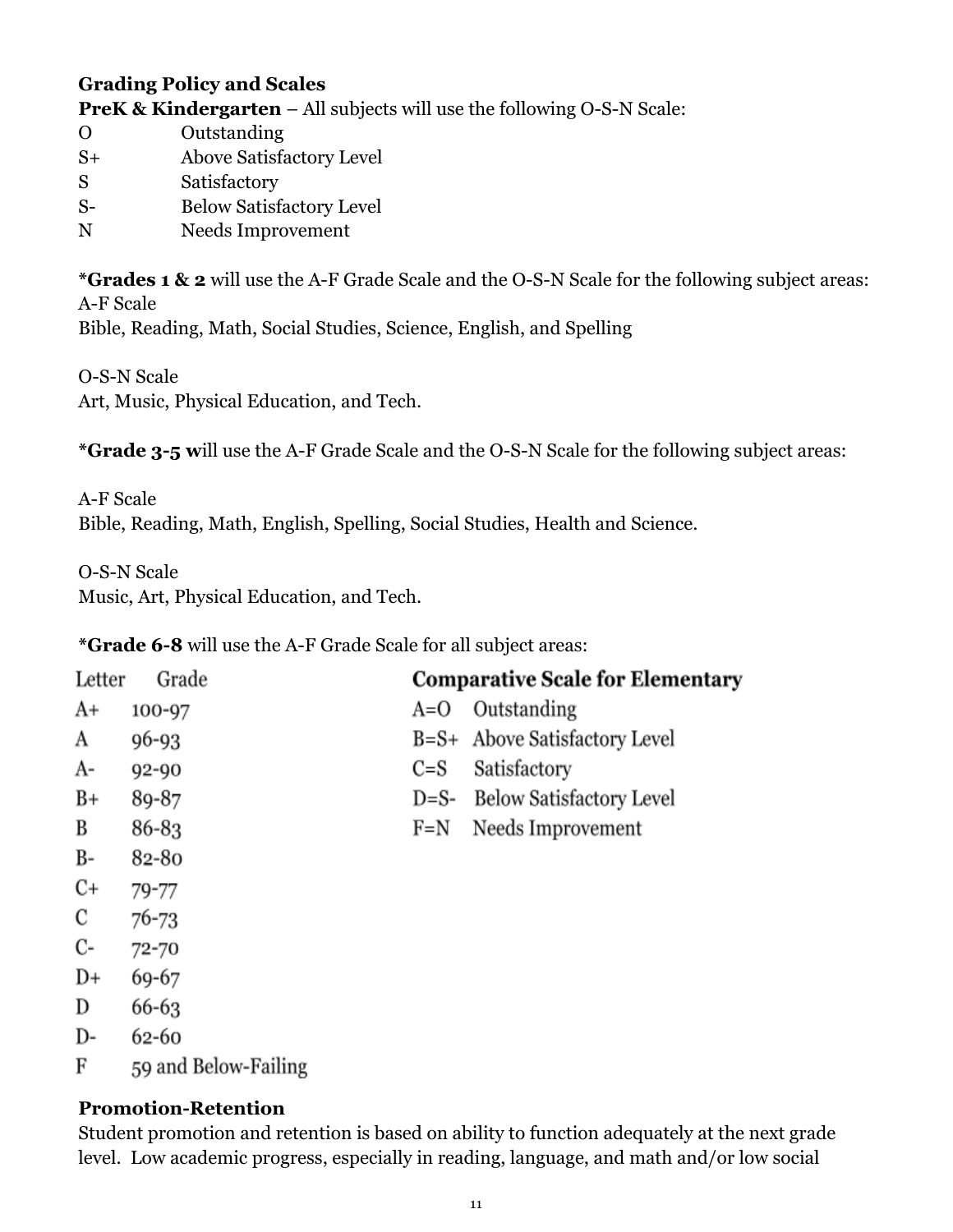**Grading Policy and Scales**

**PreK & Kindergarten** – All subjects will use the following O-S-N Scale:

| | |
|---|---|
| O | Outstanding |
| S+ | Above Satisfactory Level |
| S | Satisfactory |
| S- | Below Satisfactory Level |
| N | Needs Improvement |

***Grades 1 & 2** will use the A-F Grade Scale and the O-S-N Scale for the following subject areas:
A-F Scale
Bible, Reading, Math, Social Studies, Science, English, and Spelling

O-S-N Scale
Art, Music, Physical Education, and Tech.

***Grade 3-5 w**ill use the A-F Grade Scale and the O-S-N Scale for the following subject areas:

A-F Scale
Bible, Reading, Math, English, Spelling, Social Studies, Health and Science.

O-S-N Scale
Music, Art, Physical Education, and Tech.

***Grade 6-8** will use the A-F Grade Scale for all subject areas:

| Letter | Grade |
|---|---|
| A+ | 100-97 |
| A | 96-93 |
| A- | 92-90 |
| B+ | 89-87 |
| B | 86-83 |
| B- | 82-80 |
| C+ | 79-77 |
| C | 76-73 |
| C- | 72-70 |
| D+ | 69-67 |
| D | 66-63 |
| D- | 62-60 |
| F | 59 and Below-Failing |

**Comparative Scale for Elementary**

| | |
|---|---|
| A=O | Outstanding |
| B=S+ | Above Satisfactory Level |
| C=S | Satisfactory |
| D=S- | Below Satisfactory Level |
| F=N | Needs Improvement |

**Promotion-Retention**

Student promotion and retention is based on ability to function adequately at the next grade level. Low academic progress, especially in reading, language, and math and/or low social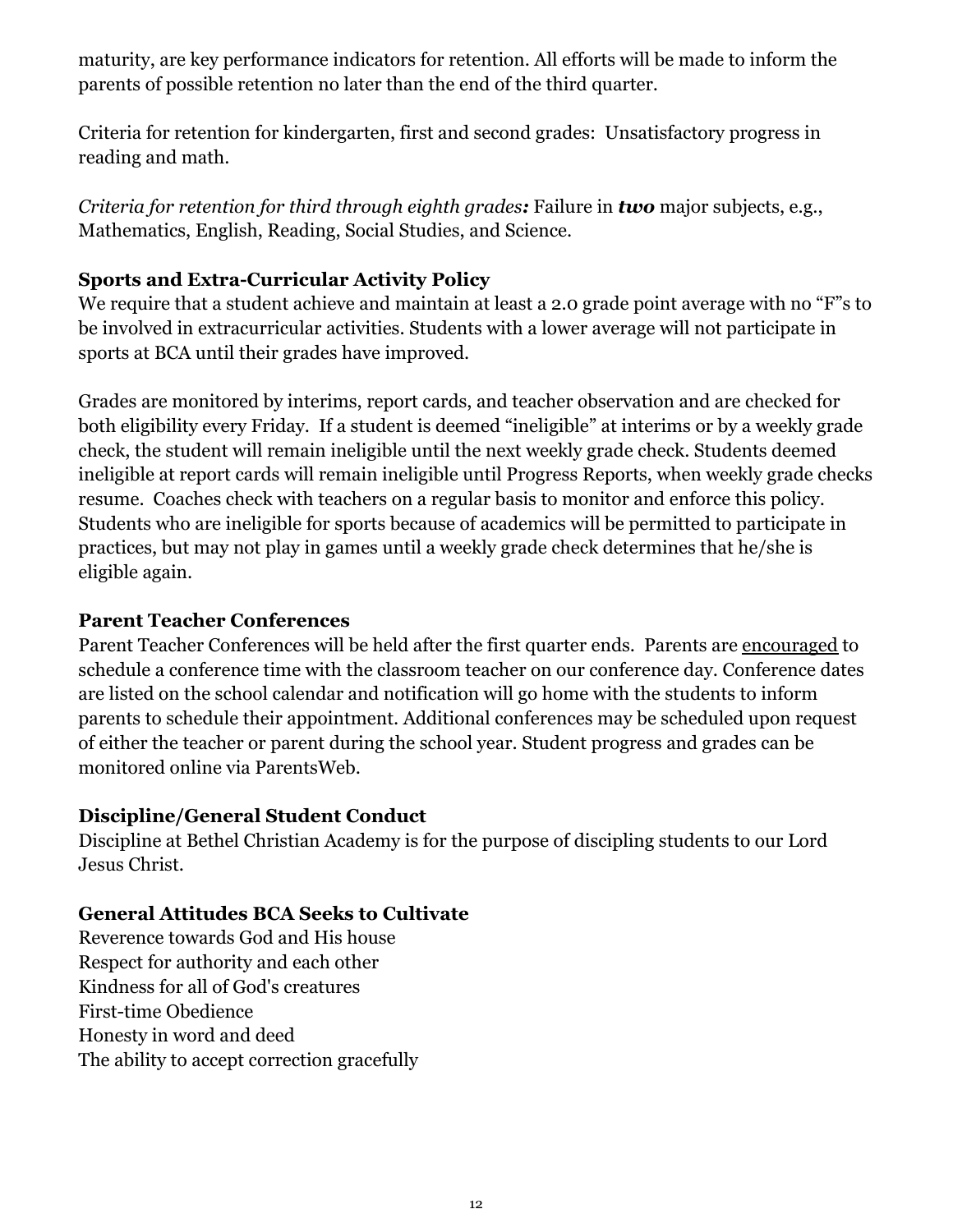maturity, are key performance indicators for retention. All efforts will be made to inform the parents of possible retention no later than the end of the third quarter.

Criteria for retention for kindergarten, first and second grades: Unsatisfactory progress in reading and math.

*Criteria for retention for third through eighth grades:* Failure in ***two*** major subjects, e.g., Mathematics, English, Reading, Social Studies, and Science.

**Sports and Extra-Curricular Activity Policy**

We require that a student achieve and maintain at least a 2.0 grade point average with no "F"s to be involved in extracurricular activities. Students with a lower average will not participate in sports at BCA until their grades have improved.

Grades are monitored by interims, report cards, and teacher observation and are checked for both eligibility every Friday. If a student is deemed "ineligible" at interims or by a weekly grade check, the student will remain ineligible until the next weekly grade check. Students deemed ineligible at report cards will remain ineligible until Progress Reports, when weekly grade checks resume. Coaches check with teachers on a regular basis to monitor and enforce this policy. Students who are ineligible for sports because of academics will be permitted to participate in practices, but may not play in games until a weekly grade check determines that he/she is eligible again.

**Parent Teacher Conferences**

Parent Teacher Conferences will be held after the first quarter ends. Parents are encouraged to schedule a conference time with the classroom teacher on our conference day. Conference dates are listed on the school calendar and notification will go home with the students to inform parents to schedule their appointment. Additional conferences may be scheduled upon request of either the teacher or parent during the school year. Student progress and grades can be monitored online via ParentsWeb.

**Discipline/General Student Conduct**

Discipline at Bethel Christian Academy is for the purpose of discipling students to our Lord Jesus Christ.

**General Attitudes BCA Seeks to Cultivate**

Reverence towards God and His house
Respect for authority and each other
Kindness for all of God's creatures
First-time Obedience
Honesty in word and deed
The ability to accept correction gracefully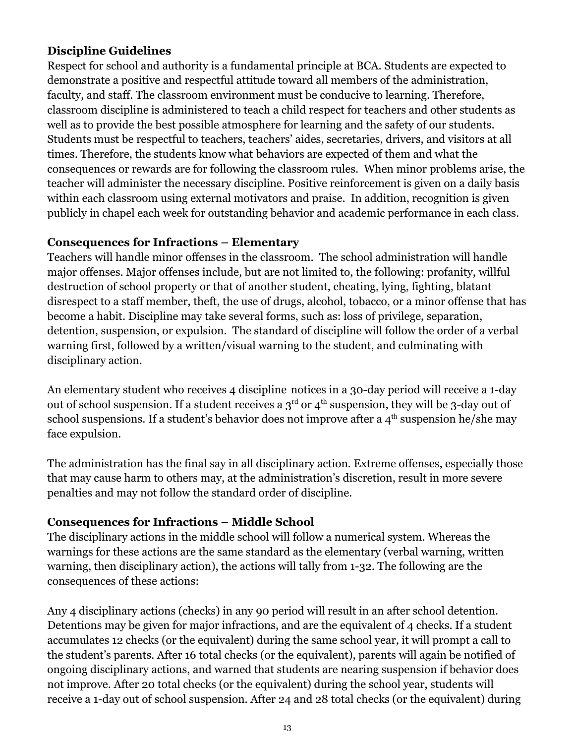**Discipline Guidelines**

Respect for school and authority is a fundamental principle at BCA. Students are expected to demonstrate a positive and respectful attitude toward all members of the administration, faculty, and staff. The classroom environment must be conducive to learning. Therefore, classroom discipline is administered to teach a child respect for teachers and other students as well as to provide the best possible atmosphere for learning and the safety of our students. Students must be respectful to teachers, teachers' aides, secretaries, drivers, and visitors at all times. Therefore, the students know what behaviors are expected of them and what the consequences or rewards are for following the classroom rules. When minor problems arise, the teacher will administer the necessary discipline. Positive reinforcement is given on a daily basis within each classroom using external motivators and praise. In addition, recognition is given publicly in chapel each week for outstanding behavior and academic performance in each class.

**Consequences for Infractions – Elementary**

Teachers will handle minor offenses in the classroom. The school administration will handle major offenses. Major offenses include, but are not limited to, the following: profanity, willful destruction of school property or that of another student, cheating, lying, fighting, blatant disrespect to a staff member, theft, the use of drugs, alcohol, tobacco, or a minor offense that has become a habit. Discipline may take several forms, such as: loss of privilege, separation, detention, suspension, or expulsion. The standard of discipline will follow the order of a verbal warning first, followed by a written/visual warning to the student, and culminating with disciplinary action.

An elementary student who receives 4 discipline notices in a 30-day period will receive a 1-day out of school suspension. If a student receives a 3rd or 4th suspension, they will be 3-day out of school suspensions. If a student's behavior does not improve after a 4th suspension he/she may face expulsion.

The administration has the final say in all disciplinary action. Extreme offenses, especially those that may cause harm to others may, at the administration's discretion, result in more severe penalties and may not follow the standard order of discipline.

**Consequences for Infractions – Middle School**

The disciplinary actions in the middle school will follow a numerical system. Whereas the warnings for these actions are the same standard as the elementary (verbal warning, written warning, then disciplinary action), the actions will tally from 1-32. The following are the consequences of these actions:

Any 4 disciplinary actions (checks) in any 90 period will result in an after school detention. Detentions may be given for major infractions, and are the equivalent of 4 checks. If a student accumulates 12 checks (or the equivalent) during the same school year, it will prompt a call to the student's parents. After 16 total checks (or the equivalent), parents will again be notified of ongoing disciplinary actions, and warned that students are nearing suspension if behavior does not improve. After 20 total checks (or the equivalent) during the school year, students will receive a 1-day out of school suspension. After 24 and 28 total checks (or the equivalent) during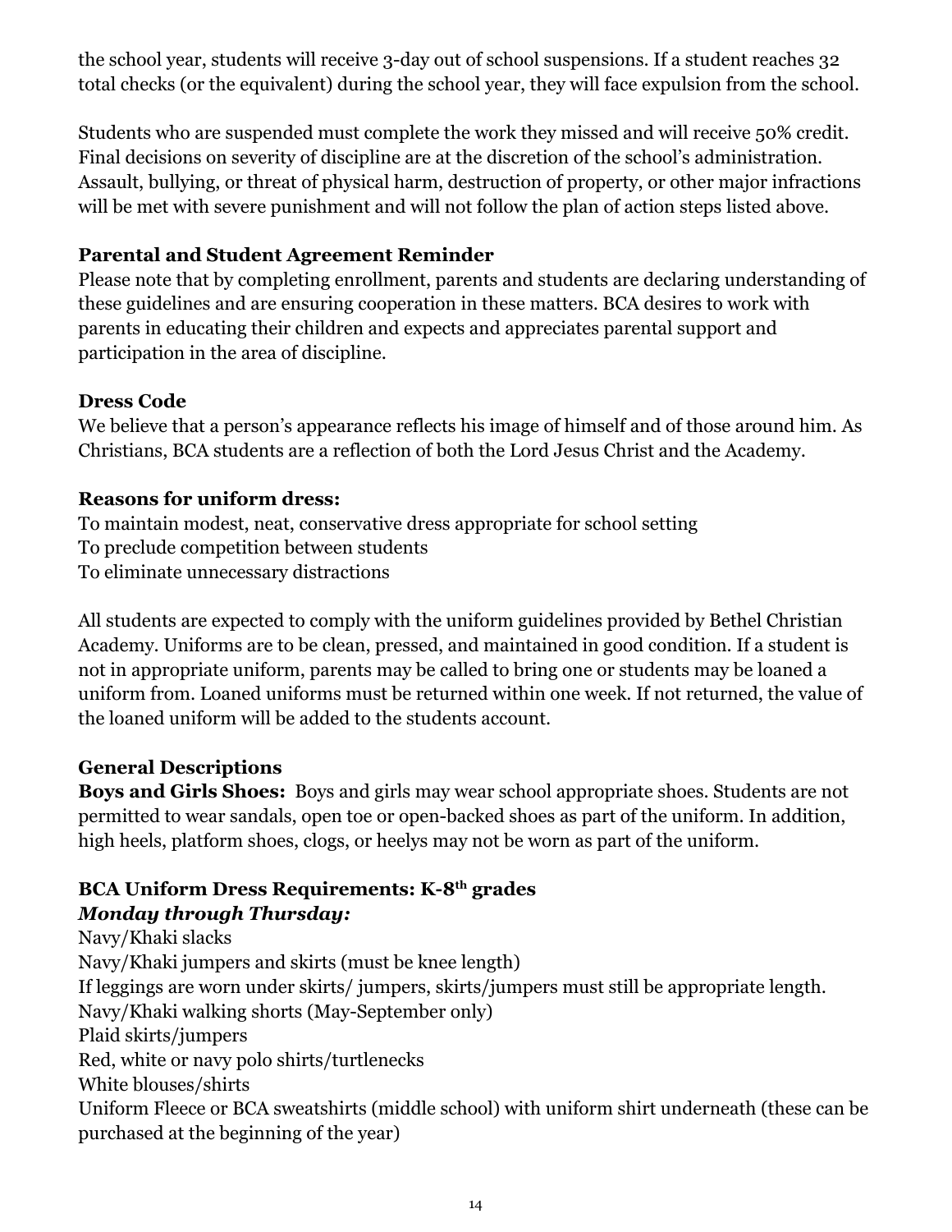the school year, students will receive 3-day out of school suspensions. If a student reaches 32 total checks (or the equivalent) during the school year, they will face expulsion from the school.

Students who are suspended must complete the work they missed and will receive 50% credit. Final decisions on severity of discipline are at the discretion of the school's administration. Assault, bullying, or threat of physical harm, destruction of property, or other major infractions will be met with severe punishment and will not follow the plan of action steps listed above.

**Parental and Student Agreement Reminder**

Please note that by completing enrollment, parents and students are declaring understanding of these guidelines and are ensuring cooperation in these matters. BCA desires to work with parents in educating their children and expects and appreciates parental support and participation in the area of discipline.

**Dress Code**

We believe that a person's appearance reflects his image of himself and of those around him. As Christians, BCA students are a reflection of both the Lord Jesus Christ and the Academy.

**Reasons for uniform dress:**

To maintain modest, neat, conservative dress appropriate for school setting
To preclude competition between students
To eliminate unnecessary distractions

All students are expected to comply with the uniform guidelines provided by Bethel Christian Academy. Uniforms are to be clean, pressed, and maintained in good condition. If a student is not in appropriate uniform, parents may be called to bring one or students may be loaned a uniform from. Loaned uniforms must be returned within one week. If not returned, the value of the loaned uniform will be added to the students account.

**General Descriptions**

**Boys and Girls Shoes:** Boys and girls may wear school appropriate shoes. Students are not permitted to wear sandals, open toe or open-backed shoes as part of the uniform. In addition, high heels, platform shoes, clogs, or heelys may not be worn as part of the uniform.

**BCA Uniform Dress Requirements: K-8th grades**

***Monday through Thursday:***

Navy/Khaki slacks
Navy/Khaki jumpers and skirts (must be knee length)
If leggings are worn under skirts/ jumpers, skirts/jumpers must still be appropriate length.
Navy/Khaki walking shorts (May-September only)
Plaid skirts/jumpers
Red, white or navy polo shirts/turtlenecks
White blouses/shirts
Uniform Fleece or BCA sweatshirts (middle school) with uniform shirt underneath (these can be purchased at the beginning of the year)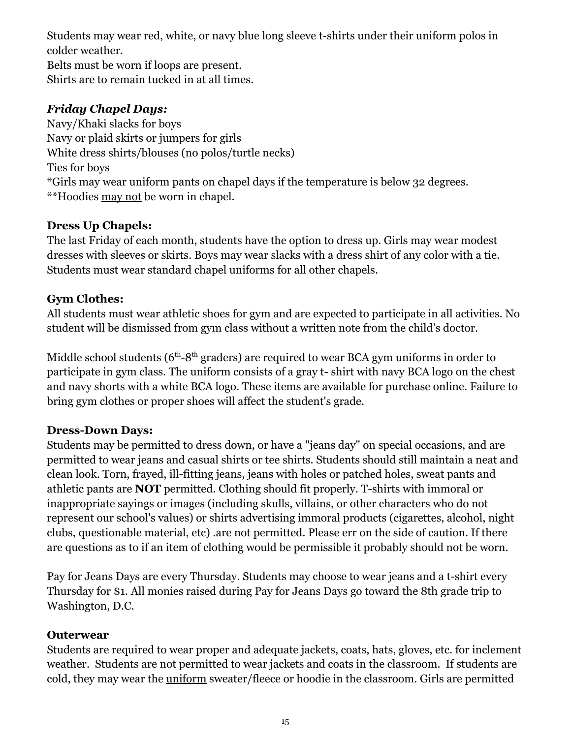Students may wear red, white, or navy blue long sleeve t-shirts under their uniform polos in colder weather.
Belts must be worn if loops are present.
Shirts are to remain tucked in at all times.

***Friday Chapel Days:***
Navy/Khaki slacks for boys
Navy or plaid skirts or jumpers for girls
White dress shirts/blouses (no polos/turtle necks)
Ties for boys
*Girls may wear uniform pants on chapel days if the temperature is below 32 degrees.
**Hoodies <u>may not</u> be worn in chapel.

**Dress Up Chapels:**
The last Friday of each month, students have the option to dress up. Girls may wear modest dresses with sleeves or skirts. Boys may wear slacks with a dress shirt of any color with a tie. Students must wear standard chapel uniforms for all other chapels.

**Gym Clothes:**
All students must wear athletic shoes for gym and are expected to participate in all activities. No student will be dismissed from gym class without a written note from the child's doctor.

Middle school students ($6^{th}$-$8^{th}$ graders) are required to wear BCA gym uniforms in order to participate in gym class. The uniform consists of a gray t- shirt with navy BCA logo on the chest and navy shorts with a white BCA logo. These items are available for purchase online. Failure to bring gym clothes or proper shoes will affect the student's grade.

**Dress-Down Days:**
Students may be permitted to dress down, or have a "jeans day" on special occasions, and are permitted to wear jeans and casual shirts or tee shirts. Students should still maintain a neat and clean look. Torn, frayed, ill-fitting jeans, jeans with holes or patched holes, sweat pants and athletic pants are **NOT** permitted. Clothing should fit properly. T-shirts with immoral or inappropriate sayings or images (including skulls, villains, or other characters who do not represent our school's values) or shirts advertising immoral products (cigarettes, alcohol, night clubs, questionable material, etc) .are not permitted. Please err on the side of caution. If there are questions as to if an item of clothing would be permissible it probably should not be worn.

Pay for Jeans Days are every Thursday. Students may choose to wear jeans and a t-shirt every Thursday for $1. All monies raised during Pay for Jeans Days go toward the 8th grade trip to Washington, D.C.

**Outerwear**
Students are required to wear proper and adequate jackets, coats, hats, gloves, etc. for inclement weather. Students are not permitted to wear jackets and coats in the classroom. If students are cold, they may wear the <u>uniform</u> sweater/fleece or hoodie in the classroom. Girls are permitted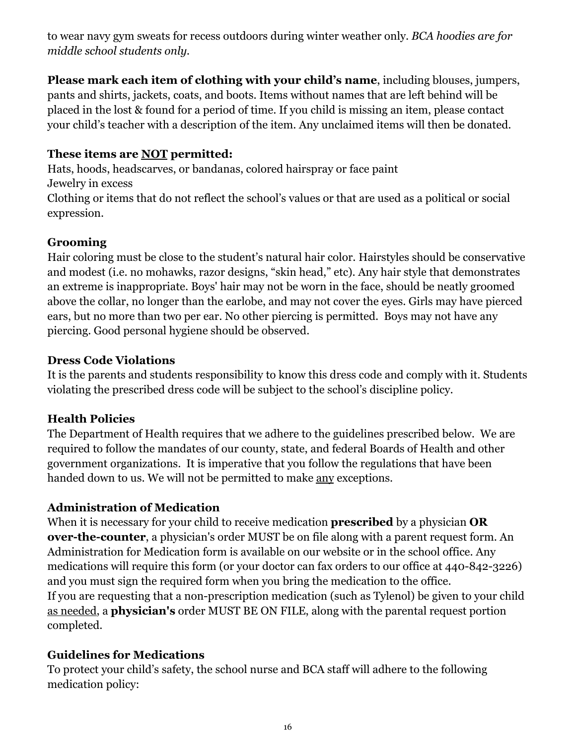to wear navy gym sweats for recess outdoors during winter weather only. *BCA hoodies are for middle school students only.*

**Please mark each item of clothing with your child's name**, including blouses, jumpers, pants and shirts, jackets, coats, and boots. Items without names that are left behind will be placed in the lost & found for a period of time. If you child is missing an item, please contact your child's teacher with a description of the item. Any unclaimed items will then be donated.

**These items are <u>NOT</u> permitted:**

Hats, hoods, headscarves, or bandanas, colored hairspray or face paint
Jewelry in excess
Clothing or items that do not reflect the school's values or that are used as a political or social expression.

### Grooming

Hair coloring must be close to the student's natural hair color. Hairstyles should be conservative and modest (i.e. no mohawks, razor designs, "skin head," etc). Any hair style that demonstrates an extreme is inappropriate. Boys' hair may not be worn in the face, should be neatly groomed above the collar, no longer than the earlobe, and may not cover the eyes. Girls may have pierced ears, but no more than two per ear. No other piercing is permitted. Boys may not have any piercing. Good personal hygiene should be observed.

### Dress Code Violations

It is the parents and students responsibility to know this dress code and comply with it. Students violating the prescribed dress code will be subject to the school's discipline policy.

### Health Policies

The Department of Health requires that we adhere to the guidelines prescribed below. We are required to follow the mandates of our county, state, and federal Boards of Health and other government organizations. It is imperative that you follow the regulations that have been handed down to us. We will not be permitted to make <u>any</u> exceptions.

### Administration of Medication

When it is necessary for your child to receive medication **prescribed** by a physician **OR over-the-counter**, a physician's order MUST be on file along with a parent request form. An Administration for Medication form is available on our website or in the school office. Any medications will require this form (or your doctor can fax orders to our office at 440-842-3226) and you must sign the required form when you bring the medication to the office.
If you are requesting that a non-prescription medication (such as Tylenol) be given to your child <u>as needed</u>, a **physician's** order MUST BE ON FILE, along with the parental request portion completed.

### Guidelines for Medications

To protect your child's safety, the school nurse and BCA staff will adhere to the following medication policy: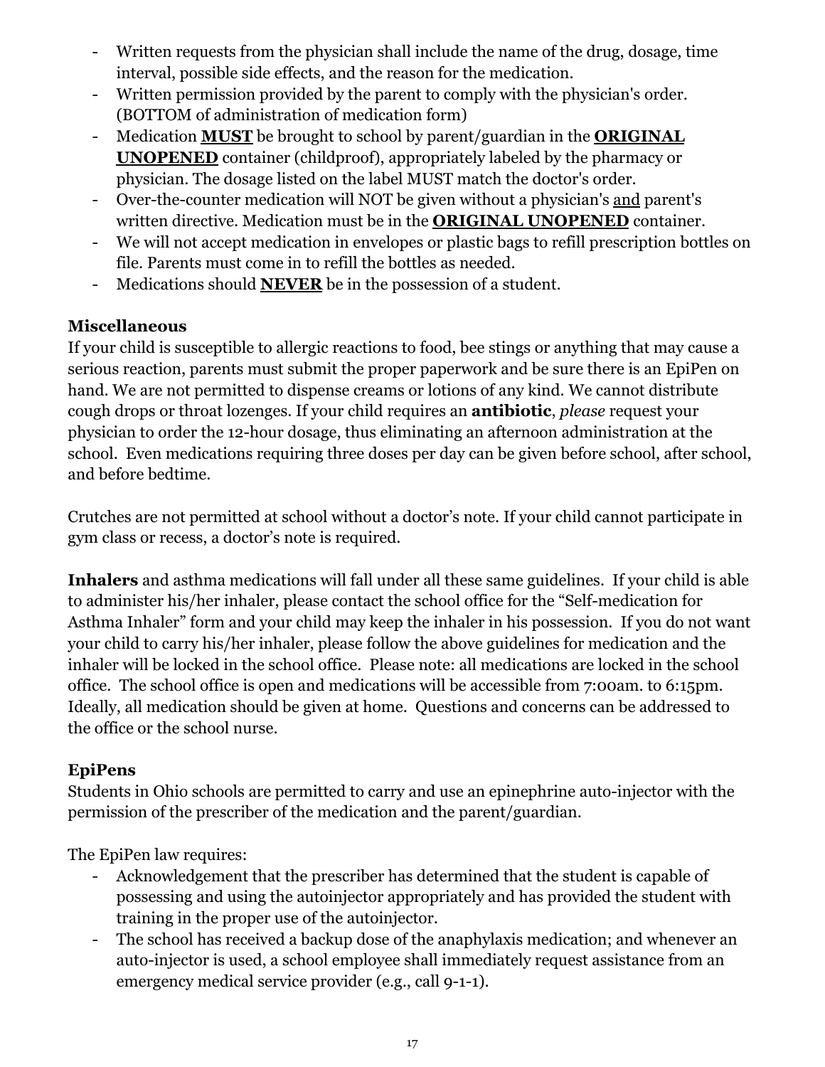- Written requests from the physician shall include the name of the drug, dosage, time interval, possible side effects, and the reason for the medication.
- Written permission provided by the parent to comply with the physician's order. (BOTTOM of administration of medication form)
- Medication **<u>MUST</u>** be brought to school by parent/guardian in the **<u>ORIGINAL UNOPENED</u>** container (childproof), appropriately labeled by the pharmacy or physician. The dosage listed on the label MUST match the doctor's order.
- Over-the-counter medication will NOT be given without a physician's <u>and</u> parent's written directive. Medication must be in the **<u>ORIGINAL UNOPENED</u>** container.
- We will not accept medication in envelopes or plastic bags to refill prescription bottles on file. Parents must come in to refill the bottles as needed.
- Medications should **<u>NEVER</u>** be in the possession of a student.

### Miscellaneous

If your child is susceptible to allergic reactions to food, bee stings or anything that may cause a serious reaction, parents must submit the proper paperwork and be sure there is an EpiPen on hand. We are not permitted to dispense creams or lotions of any kind. We cannot distribute cough drops or throat lozenges. If your child requires an **antibiotic**, *please* request your physician to order the 12-hour dosage, thus eliminating an afternoon administration at the school. Even medications requiring three doses per day can be given before school, after school, and before bedtime.

Crutches are not permitted at school without a doctor's note. If your child cannot participate in gym class or recess, a doctor's note is required.

**Inhalers** and asthma medications will fall under all these same guidelines. If your child is able to administer his/her inhaler, please contact the school office for the "Self-medication for Asthma Inhaler" form and your child may keep the inhaler in his possession. If you do not want your child to carry his/her inhaler, please follow the above guidelines for medication and the inhaler will be locked in the school office. Please note: all medications are locked in the school office. The school office is open and medications will be accessible from 7:00am. to 6:15pm. Ideally, all medication should be given at home. Questions and concerns can be addressed to the office or the school nurse.

### EpiPens

Students in Ohio schools are permitted to carry and use an epinephrine auto-injector with the permission of the prescriber of the medication and the parent/guardian.

The EpiPen law requires:

- Acknowledgement that the prescriber has determined that the student is capable of possessing and using the autoinjector appropriately and has provided the student with training in the proper use of the autoinjector.
- The school has received a backup dose of the anaphylaxis medication; and whenever an auto-injector is used, a school employee shall immediately request assistance from an emergency medical service provider (e.g., call 9-1-1).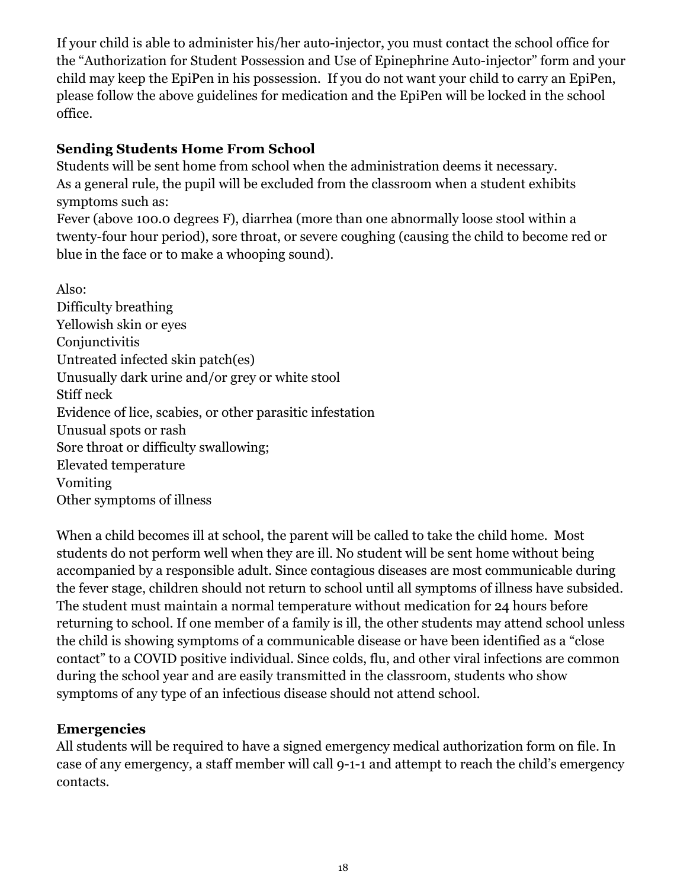If your child is able to administer his/her auto-injector, you must contact the school office for the "Authorization for Student Possession and Use of Epinephrine Auto-injector" form and your child may keep the EpiPen in his possession. If you do not want your child to carry an EpiPen, please follow the above guidelines for medication and the EpiPen will be locked in the school office.

**Sending Students Home From School**

Students will be sent home from school when the administration deems it necessary.
As a general rule, the pupil will be excluded from the classroom when a student exhibits symptoms such as:
Fever (above 100.0 degrees F), diarrhea (more than one abnormally loose stool within a twenty-four hour period), sore throat, or severe coughing (causing the child to become red or blue in the face or to make a whooping sound).

Also:
Difficulty breathing
Yellowish skin or eyes
Conjunctivitis
Untreated infected skin patch(es)
Unusually dark urine and/or grey or white stool
Stiff neck
Evidence of lice, scabies, or other parasitic infestation
Unusual spots or rash
Sore throat or difficulty swallowing;
Elevated temperature
Vomiting
Other symptoms of illness

When a child becomes ill at school, the parent will be called to take the child home. Most students do not perform well when they are ill. No student will be sent home without being accompanied by a responsible adult. Since contagious diseases are most communicable during the fever stage, children should not return to school until all symptoms of illness have subsided. The student must maintain a normal temperature without medication for 24 hours before returning to school. If one member of a family is ill, the other students may attend school unless the child is showing symptoms of a communicable disease or have been identified as a "close contact" to a COVID positive individual. Since colds, flu, and other viral infections are common during the school year and are easily transmitted in the classroom, students who show symptoms of any type of an infectious disease should not attend school.

**Emergencies**

All students will be required to have a signed emergency medical authorization form on file. In case of any emergency, a staff member will call 9-1-1 and attempt to reach the child's emergency contacts.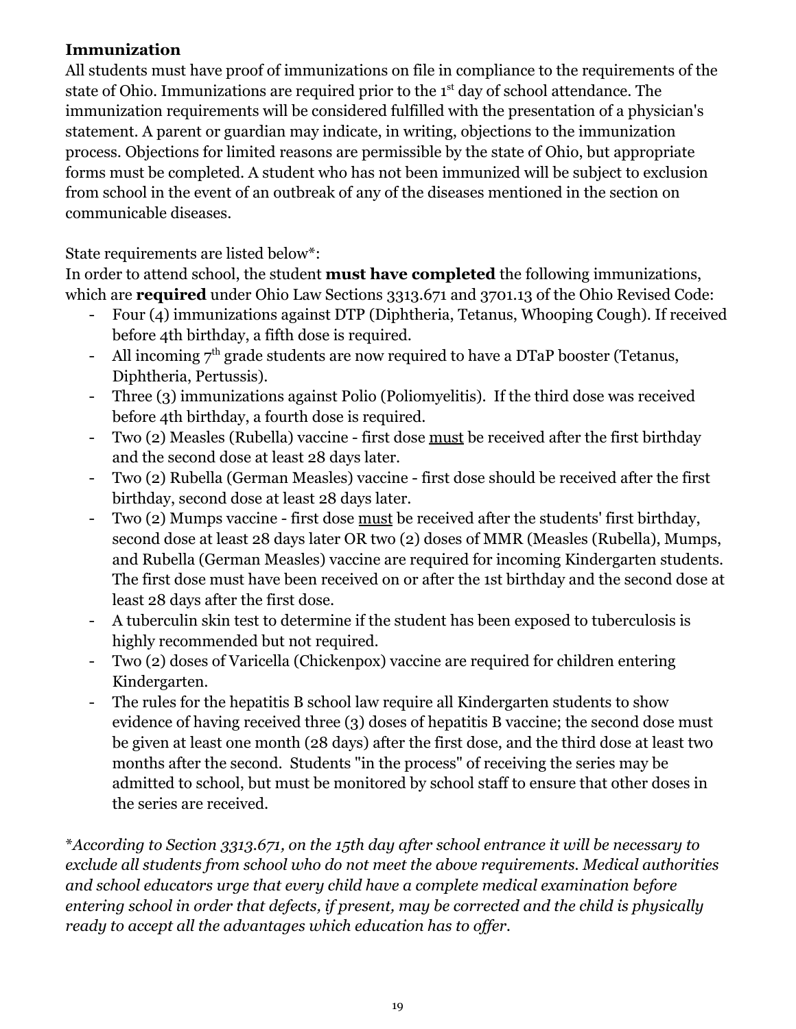**Immunization**

All students must have proof of immunizations on file in compliance to the requirements of the state of Ohio. Immunizations are required prior to the 1st day of school attendance. The immunization requirements will be considered fulfilled with the presentation of a physician's statement. A parent or guardian may indicate, in writing, objections to the immunization process. Objections for limited reasons are permissible by the state of Ohio, but appropriate forms must be completed. A student who has not been immunized will be subject to exclusion from school in the event of an outbreak of any of the diseases mentioned in the section on communicable diseases.

State requirements are listed below*:
In order to attend school, the student **must have completed** the following immunizations, which are **required** under Ohio Law Sections 3313.671 and 3701.13 of the Ohio Revised Code:

- Four (4) immunizations against DTP (Diphtheria, Tetanus, Whooping Cough). If received before 4th birthday, a fifth dose is required.
- All incoming 7th grade students are now required to have a DTaP booster (Tetanus, Diphtheria, Pertussis).
- Three (3) immunizations against Polio (Poliomyelitis). If the third dose was received before 4th birthday, a fourth dose is required.
- Two (2) Measles (Rubella) vaccine - first dose <u>must</u> be received after the first birthday and the second dose at least 28 days later.
- Two (2) Rubella (German Measles) vaccine - first dose should be received after the first birthday, second dose at least 28 days later.
- Two (2) Mumps vaccine - first dose <u>must</u> be received after the students' first birthday, second dose at least 28 days later OR two (2) doses of MMR (Measles (Rubella), Mumps, and Rubella (German Measles) vaccine are required for incoming Kindergarten students. The first dose must have been received on or after the 1st birthday and the second dose at least 28 days after the first dose.
- A tuberculin skin test to determine if the student has been exposed to tuberculosis is highly recommended but not required.
- Two (2) doses of Varicella (Chickenpox) vaccine are required for children entering Kindergarten.
- The rules for the hepatitis B school law require all Kindergarten students to show evidence of having received three (3) doses of hepatitis B vaccine; the second dose must be given at least one month (28 days) after the first dose, and the third dose at least two months after the second. Students "in the process" of receiving the series may be admitted to school, but must be monitored by school staff to ensure that other doses in the series are received.

**According to Section 3313.671, on the 15th day after school entrance it will be necessary to exclude all students from school who do not meet the above requirements. Medical authorities and school educators urge that every child have a complete medical examination before entering school in order that defects, if present, may be corrected and the child is physically ready to accept all the advantages which education has to offer.*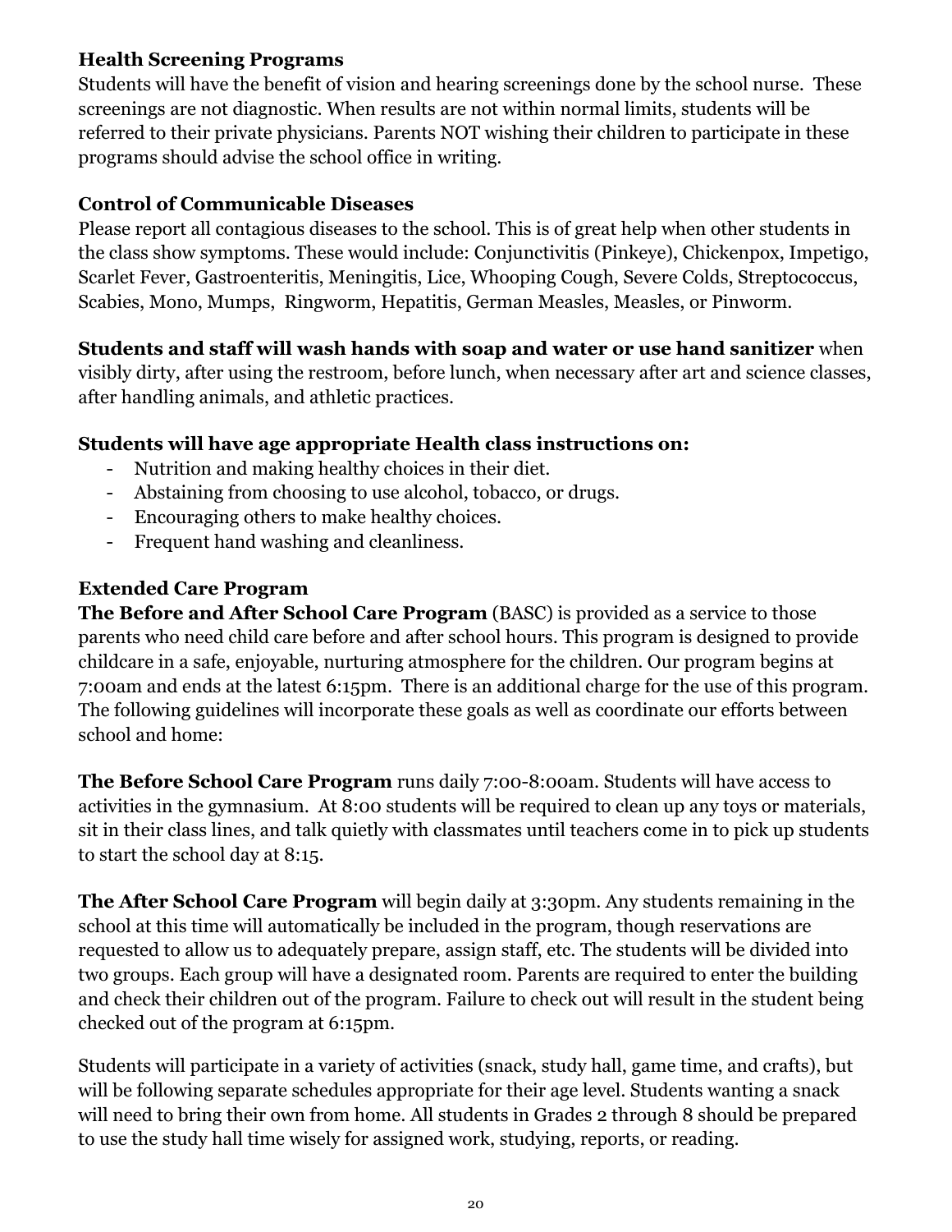### Health Screening Programs

Students will have the benefit of vision and hearing screenings done by the school nurse. These screenings are not diagnostic. When results are not within normal limits, students will be referred to their private physicians. Parents NOT wishing their children to participate in these programs should advise the school office in writing.

### Control of Communicable Diseases

Please report all contagious diseases to the school. This is of great help when other students in the class show symptoms. These would include: Conjunctivitis (Pinkeye), Chickenpox, Impetigo, Scarlet Fever, Gastroenteritis, Meningitis, Lice, Whooping Cough, Severe Colds, Streptococcus, Scabies, Mono, Mumps, Ringworm, Hepatitis, German Measles, Measles, or Pinworm.

**Students and staff will wash hands with soap and water or use hand sanitizer** when visibly dirty, after using the restroom, before lunch, when necessary after art and science classes, after handling animals, and athletic practices.

**Students will have age appropriate Health class instructions on:**

- Nutrition and making healthy choices in their diet.
- Abstaining from choosing to use alcohol, tobacco, or drugs.
- Encouraging others to make healthy choices.
- Frequent hand washing and cleanliness.

### Extended Care Program

**The Before and After School Care Program** (BASC) is provided as a service to those parents who need child care before and after school hours. This program is designed to provide childcare in a safe, enjoyable, nurturing atmosphere for the children. Our program begins at 7:00am and ends at the latest 6:15pm. There is an additional charge for the use of this program. The following guidelines will incorporate these goals as well as coordinate our efforts between school and home:

**The Before School Care Program** runs daily 7:00-8:00am. Students will have access to activities in the gymnasium. At 8:00 students will be required to clean up any toys or materials, sit in their class lines, and talk quietly with classmates until teachers come in to pick up students to start the school day at 8:15.

**The After School Care Program** will begin daily at 3:30pm. Any students remaining in the school at this time will automatically be included in the program, though reservations are requested to allow us to adequately prepare, assign staff, etc. The students will be divided into two groups. Each group will have a designated room. Parents are required to enter the building and check their children out of the program. Failure to check out will result in the student being checked out of the program at 6:15pm.

Students will participate in a variety of activities (snack, study hall, game time, and crafts), but will be following separate schedules appropriate for their age level. Students wanting a snack will need to bring their own from home. All students in Grades 2 through 8 should be prepared to use the study hall time wisely for assigned work, studying, reports, or reading.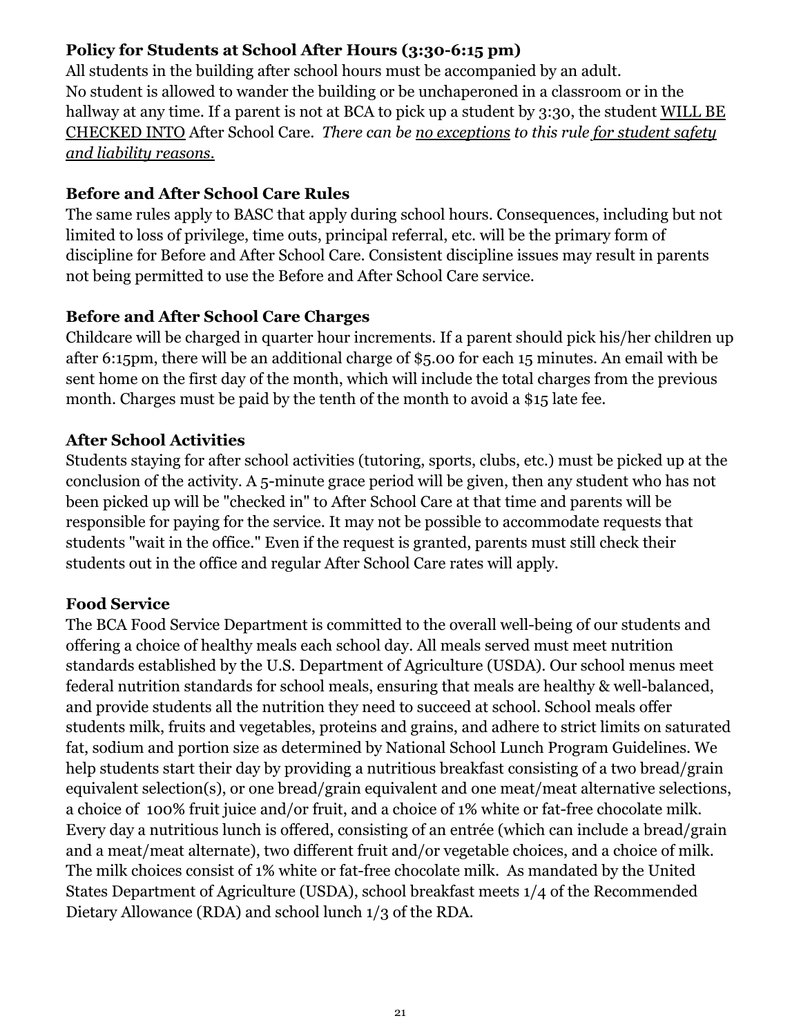### Policy for Students at School After Hours (3:30-6:15 pm)

All students in the building after school hours must be accompanied by an adult.
No student is allowed to wander the building or be unchaperoned in a classroom or in the hallway at any time. If a parent is not at BCA to pick up a student by 3:30, the student <u>WILL BE CHECKED INTO</u> After School Care. *There can be <u>no exceptions</u> to this rule <u>for student safety and liability reasons.</u>*

### Before and After School Care Rules

The same rules apply to BASC that apply during school hours. Consequences, including but not limited to loss of privilege, time outs, principal referral, etc. will be the primary form of discipline for Before and After School Care. Consistent discipline issues may result in parents not being permitted to use the Before and After School Care service.

### Before and After School Care Charges

Childcare will be charged in quarter hour increments. If a parent should pick his/her children up after 6:15pm, there will be an additional charge of $5.00 for each 15 minutes. An email with be sent home on the first day of the month, which will include the total charges from the previous month. Charges must be paid by the tenth of the month to avoid a $15 late fee.

### After School Activities

Students staying for after school activities (tutoring, sports, clubs, etc.) must be picked up at the conclusion of the activity. A 5-minute grace period will be given, then any student who has not been picked up will be "checked in" to After School Care at that time and parents will be responsible for paying for the service. It may not be possible to accommodate requests that students "wait in the office." Even if the request is granted, parents must still check their students out in the office and regular After School Care rates will apply.

### Food Service

The BCA Food Service Department is committed to the overall well-being of our students and offering a choice of healthy meals each school day. All meals served must meet nutrition standards established by the U.S. Department of Agriculture (USDA). Our school menus meet federal nutrition standards for school meals, ensuring that meals are healthy & well-balanced, and provide students all the nutrition they need to succeed at school. School meals offer students milk, fruits and vegetables, proteins and grains, and adhere to strict limits on saturated fat, sodium and portion size as determined by National School Lunch Program Guidelines. We help students start their day by providing a nutritious breakfast consisting of a two bread/grain equivalent selection(s), or one bread/grain equivalent and one meat/meat alternative selections, a choice of 100% fruit juice and/or fruit, and a choice of 1% white or fat-free chocolate milk. Every day a nutritious lunch is offered, consisting of an entrée (which can include a bread/grain and a meat/meat alternate), two different fruit and/or vegetable choices, and a choice of milk. The milk choices consist of 1% white or fat-free chocolate milk. As mandated by the United States Department of Agriculture (USDA), school breakfast meets 1/4 of the Recommended Dietary Allowance (RDA) and school lunch 1/3 of the RDA.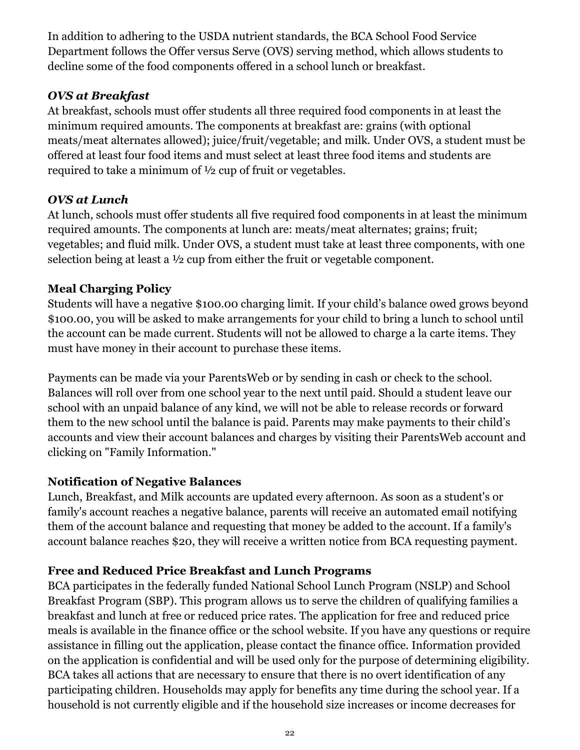In addition to adhering to the USDA nutrient standards, the BCA School Food Service Department follows the Offer versus Serve (OVS) serving method, which allows students to decline some of the food components offered in a school lunch or breakfast.

***OVS at Breakfast***

At breakfast, schools must offer students all three required food components in at least the minimum required amounts. The components at breakfast are: grains (with optional meats/meat alternates allowed); juice/fruit/vegetable; and milk. Under OVS, a student must be offered at least four food items and must select at least three food items and students are required to take a minimum of ½ cup of fruit or vegetables.

***OVS at Lunch***

At lunch, schools must offer students all five required food components in at least the minimum required amounts. The components at lunch are: meats/meat alternates; grains; fruit; vegetables; and fluid milk. Under OVS, a student must take at least three components, with one selection being at least a ½ cup from either the fruit or vegetable component.

**Meal Charging Policy**

Students will have a negative $100.00 charging limit. If your child's balance owed grows beyond $100.00, you will be asked to make arrangements for your child to bring a lunch to school until the account can be made current. Students will not be allowed to charge a la carte items. They must have money in their account to purchase these items.

Payments can be made via your ParentsWeb or by sending in cash or check to the school. Balances will roll over from one school year to the next until paid. Should a student leave our school with an unpaid balance of any kind, we will not be able to release records or forward them to the new school until the balance is paid. Parents may make payments to their child's accounts and view their account balances and charges by visiting their ParentsWeb account and clicking on "Family Information."

**Notification of Negative Balances**

Lunch, Breakfast, and Milk accounts are updated every afternoon. As soon as a student's or family's account reaches a negative balance, parents will receive an automated email notifying them of the account balance and requesting that money be added to the account. If a family's account balance reaches $20, they will receive a written notice from BCA requesting payment.

**Free and Reduced Price Breakfast and Lunch Programs**

BCA participates in the federally funded National School Lunch Program (NSLP) and School Breakfast Program (SBP). This program allows us to serve the children of qualifying families a breakfast and lunch at free or reduced price rates. The application for free and reduced price meals is available in the finance office or the school website. If you have any questions or require assistance in filling out the application, please contact the finance office. Information provided on the application is confidential and will be used only for the purpose of determining eligibility. BCA takes all actions that are necessary to ensure that there is no overt identification of any participating children. Households may apply for benefits any time during the school year. If a household is not currently eligible and if the household size increases or income decreases for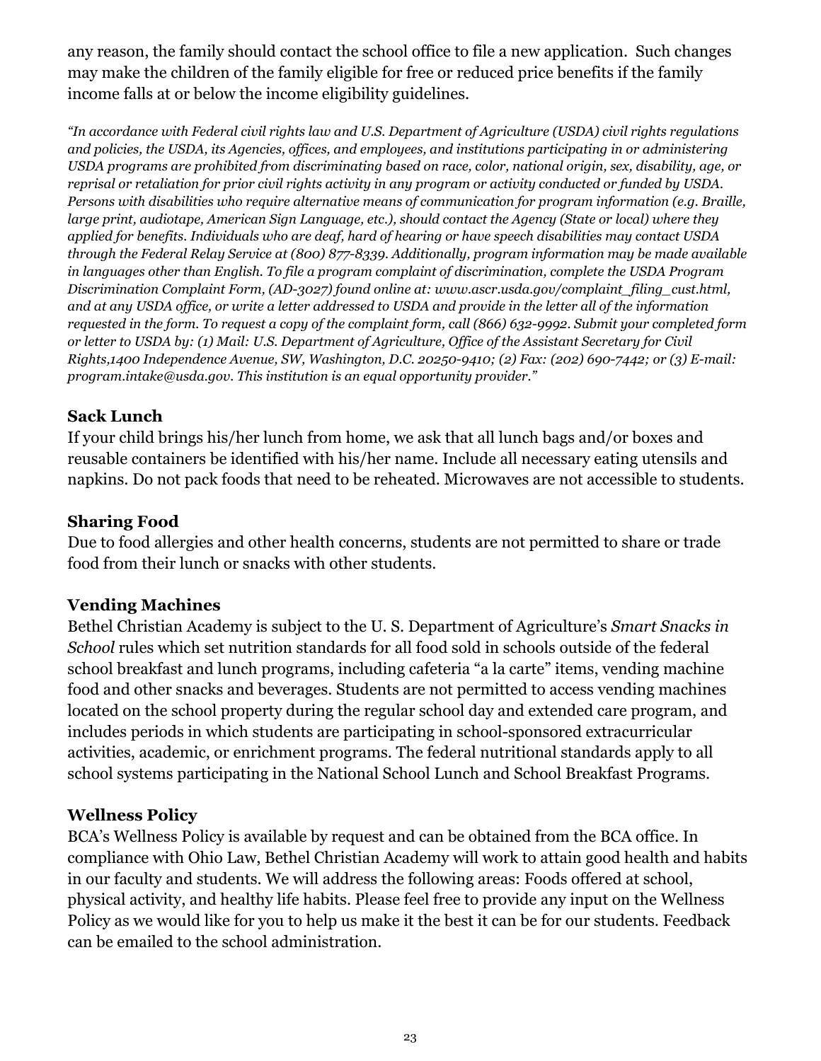any reason, the family should contact the school office to file a new application. Such changes may make the children of the family eligible for free or reduced price benefits if the family income falls at or below the income eligibility guidelines.

*"In accordance with Federal civil rights law and U.S. Department of Agriculture (USDA) civil rights regulations and policies, the USDA, its Agencies, offices, and employees, and institutions participating in or administering USDA programs are prohibited from discriminating based on race, color, national origin, sex, disability, age, or reprisal or retaliation for prior civil rights activity in any program or activity conducted or funded by USDA. Persons with disabilities who require alternative means of communication for program information (e.g. Braille, large print, audiotape, American Sign Language, etc.), should contact the Agency (State or local) where they applied for benefits. Individuals who are deaf, hard of hearing or have speech disabilities may contact USDA through the Federal Relay Service at (800) 877-8339. Additionally, program information may be made available in languages other than English. To file a program complaint of discrimination, complete the USDA Program Discrimination Complaint Form, (AD-3027) found online at: www.ascr.usda.gov/complaint_filing_cust.html, and at any USDA office, or write a letter addressed to USDA and provide in the letter all of the information requested in the form. To request a copy of the complaint form, call (866) 632-9992. Submit your completed form or letter to USDA by: (1) Mail: U.S. Department of Agriculture, Office of the Assistant Secretary for Civil Rights,1400 Independence Avenue, SW, Washington, D.C. 20250-9410; (2) Fax: (202) 690-7442; or (3) E-mail: program.intake@usda.gov. This institution is an equal opportunity provider."*

### Sack Lunch

If your child brings his/her lunch from home, we ask that all lunch bags and/or boxes and reusable containers be identified with his/her name. Include all necessary eating utensils and napkins. Do not pack foods that need to be reheated. Microwaves are not accessible to students.

### Sharing Food

Due to food allergies and other health concerns, students are not permitted to share or trade food from their lunch or snacks with other students.

### Vending Machines

Bethel Christian Academy is subject to the U. S. Department of Agriculture's *Smart Snacks in School* rules which set nutrition standards for all food sold in schools outside of the federal school breakfast and lunch programs, including cafeteria "a la carte" items, vending machine food and other snacks and beverages. Students are not permitted to access vending machines located on the school property during the regular school day and extended care program, and includes periods in which students are participating in school-sponsored extracurricular activities, academic, or enrichment programs. The federal nutritional standards apply to all school systems participating in the National School Lunch and School Breakfast Programs.

### Wellness Policy

BCA's Wellness Policy is available by request and can be obtained from the BCA office. In compliance with Ohio Law, Bethel Christian Academy will work to attain good health and habits in our faculty and students. We will address the following areas: Foods offered at school, physical activity, and healthy life habits. Please feel free to provide any input on the Wellness Policy as we would like for you to help us make it the best it can be for our students. Feedback can be emailed to the school administration.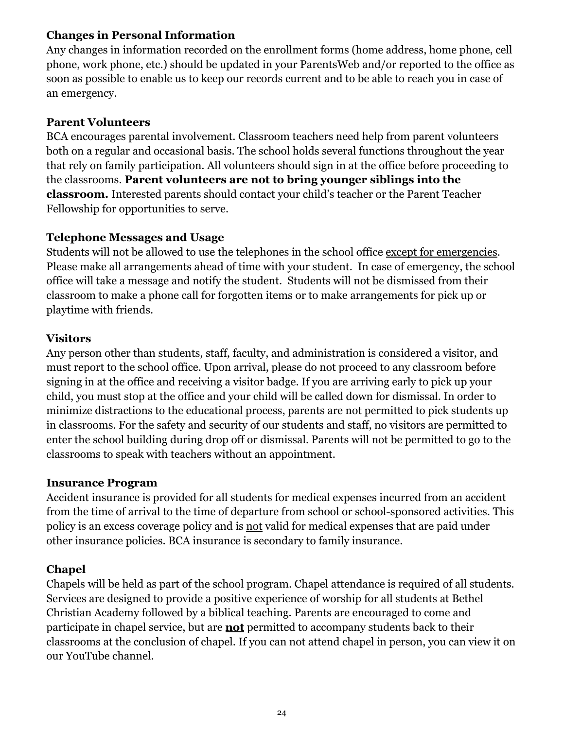## Changes in Personal Information

Any changes in information recorded on the enrollment forms (home address, home phone, cell phone, work phone, etc.) should be updated in your ParentsWeb and/or reported to the office as soon as possible to enable us to keep our records current and to be able to reach you in case of an emergency.

## Parent Volunteers

BCA encourages parental involvement. Classroom teachers need help from parent volunteers both on a regular and occasional basis. The school holds several functions throughout the year that rely on family participation. All volunteers should sign in at the office before proceeding to the classrooms. **Parent volunteers are not to bring younger siblings into the classroom.** Interested parents should contact your child's teacher or the Parent Teacher Fellowship for opportunities to serve.

## Telephone Messages and Usage

Students will not be allowed to use the telephones in the school office <u>except for emergencies</u>. Please make all arrangements ahead of time with your student. In case of emergency, the school office will take a message and notify the student. Students will not be dismissed from their classroom to make a phone call for forgotten items or to make arrangements for pick up or playtime with friends.

## Visitors

Any person other than students, staff, faculty, and administration is considered a visitor, and must report to the school office. Upon arrival, please do not proceed to any classroom before signing in at the office and receiving a visitor badge. If you are arriving early to pick up your child, you must stop at the office and your child will be called down for dismissal. In order to minimize distractions to the educational process, parents are not permitted to pick students up in classrooms. For the safety and security of our students and staff, no visitors are permitted to enter the school building during drop off or dismissal. Parents will not be permitted to go to the classrooms to speak with teachers without an appointment.

## Insurance Program

Accident insurance is provided for all students for medical expenses incurred from an accident from the time of arrival to the time of departure from school or school-sponsored activities. This policy is an excess coverage policy and is <u>not</u> valid for medical expenses that are paid under other insurance policies. BCA insurance is secondary to family insurance.

## Chapel

Chapels will be held as part of the school program. Chapel attendance is required of all students. Services are designed to provide a positive experience of worship for all students at Bethel Christian Academy followed by a biblical teaching. Parents are encouraged to come and participate in chapel service, but are **<u>not</u>** permitted to accompany students back to their classrooms at the conclusion of chapel. If you can not attend chapel in person, you can view it on our YouTube channel.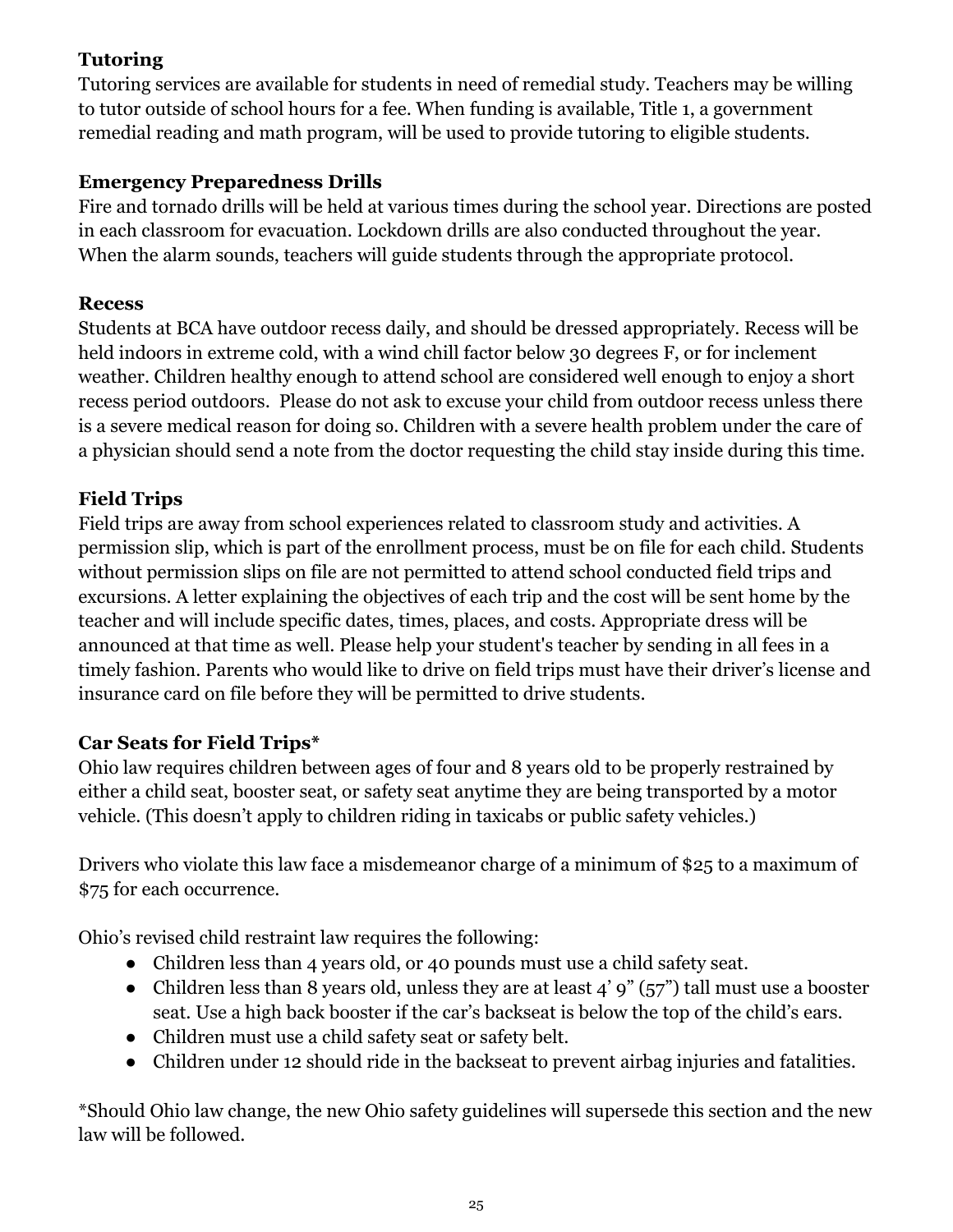### Tutoring

Tutoring services are available for students in need of remedial study. Teachers may be willing to tutor outside of school hours for a fee. When funding is available, Title 1, a government remedial reading and math program, will be used to provide tutoring to eligible students.

### Emergency Preparedness Drills

Fire and tornado drills will be held at various times during the school year. Directions are posted in each classroom for evacuation. Lockdown drills are also conducted throughout the year. When the alarm sounds, teachers will guide students through the appropriate protocol.

### Recess

Students at BCA have outdoor recess daily, and should be dressed appropriately. Recess will be held indoors in extreme cold, with a wind chill factor below 30 degrees F, or for inclement weather. Children healthy enough to attend school are considered well enough to enjoy a short recess period outdoors. Please do not ask to excuse your child from outdoor recess unless there is a severe medical reason for doing so. Children with a severe health problem under the care of a physician should send a note from the doctor requesting the child stay inside during this time.

### Field Trips

Field trips are away from school experiences related to classroom study and activities. A permission slip, which is part of the enrollment process, must be on file for each child. Students without permission slips on file are not permitted to attend school conducted field trips and excursions. A letter explaining the objectives of each trip and the cost will be sent home by the teacher and will include specific dates, times, places, and costs. Appropriate dress will be announced at that time as well. Please help your student's teacher by sending in all fees in a timely fashion. Parents who would like to drive on field trips must have their driver's license and insurance card on file before they will be permitted to drive students.

### Car Seats for Field Trips*

Ohio law requires children between ages of four and 8 years old to be properly restrained by either a child seat, booster seat, or safety seat anytime they are being transported by a motor vehicle. (This doesn't apply to children riding in taxicabs or public safety vehicles.)

Drivers who violate this law face a misdemeanor charge of a minimum of $25 to a maximum of $75 for each occurrence.

Ohio's revised child restraint law requires the following:

- Children less than 4 years old, or 40 pounds must use a child safety seat.
- Children less than 8 years old, unless they are at least 4' 9" (57") tall must use a booster seat. Use a high back booster if the car's backseat is below the top of the child's ears.
- Children must use a child safety seat or safety belt.
- Children under 12 should ride in the backseat to prevent airbag injuries and fatalities.

*Should Ohio law change, the new Ohio safety guidelines will supersede this section and the new law will be followed.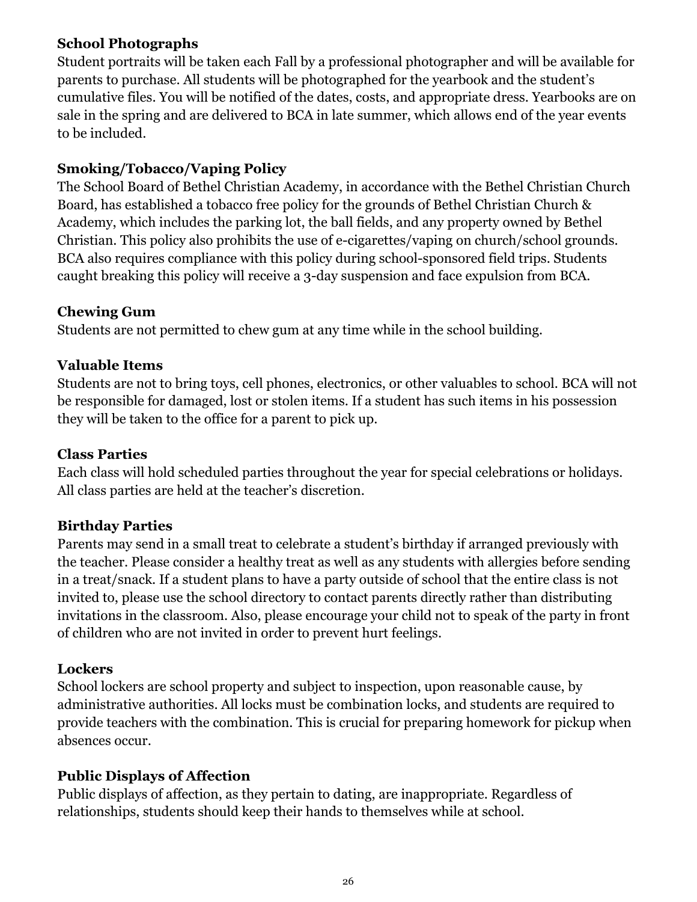### School Photographs

Student portraits will be taken each Fall by a professional photographer and will be available for parents to purchase. All students will be photographed for the yearbook and the student's cumulative files. You will be notified of the dates, costs, and appropriate dress. Yearbooks are on sale in the spring and are delivered to BCA in late summer, which allows end of the year events to be included.

### Smoking/Tobacco/Vaping Policy

The School Board of Bethel Christian Academy, in accordance with the Bethel Christian Church Board, has established a tobacco free policy for the grounds of Bethel Christian Church & Academy, which includes the parking lot, the ball fields, and any property owned by Bethel Christian. This policy also prohibits the use of e-cigarettes/vaping on church/school grounds. BCA also requires compliance with this policy during school-sponsored field trips. Students caught breaking this policy will receive a 3-day suspension and face expulsion from BCA.

### Chewing Gum

Students are not permitted to chew gum at any time while in the school building.

### Valuable Items

Students are not to bring toys, cell phones, electronics, or other valuables to school. BCA will not be responsible for damaged, lost or stolen items. If a student has such items in his possession they will be taken to the office for a parent to pick up.

### Class Parties

Each class will hold scheduled parties throughout the year for special celebrations or holidays. All class parties are held at the teacher's discretion.

### Birthday Parties

Parents may send in a small treat to celebrate a student's birthday if arranged previously with the teacher. Please consider a healthy treat as well as any students with allergies before sending in a treat/snack. If a student plans to have a party outside of school that the entire class is not invited to, please use the school directory to contact parents directly rather than distributing invitations in the classroom. Also, please encourage your child not to speak of the party in front of children who are not invited in order to prevent hurt feelings.

### Lockers

School lockers are school property and subject to inspection, upon reasonable cause, by administrative authorities. All locks must be combination locks, and students are required to provide teachers with the combination. This is crucial for preparing homework for pickup when absences occur.

### Public Displays of Affection

Public displays of affection, as they pertain to dating, are inappropriate. Regardless of relationships, students should keep their hands to themselves while at school.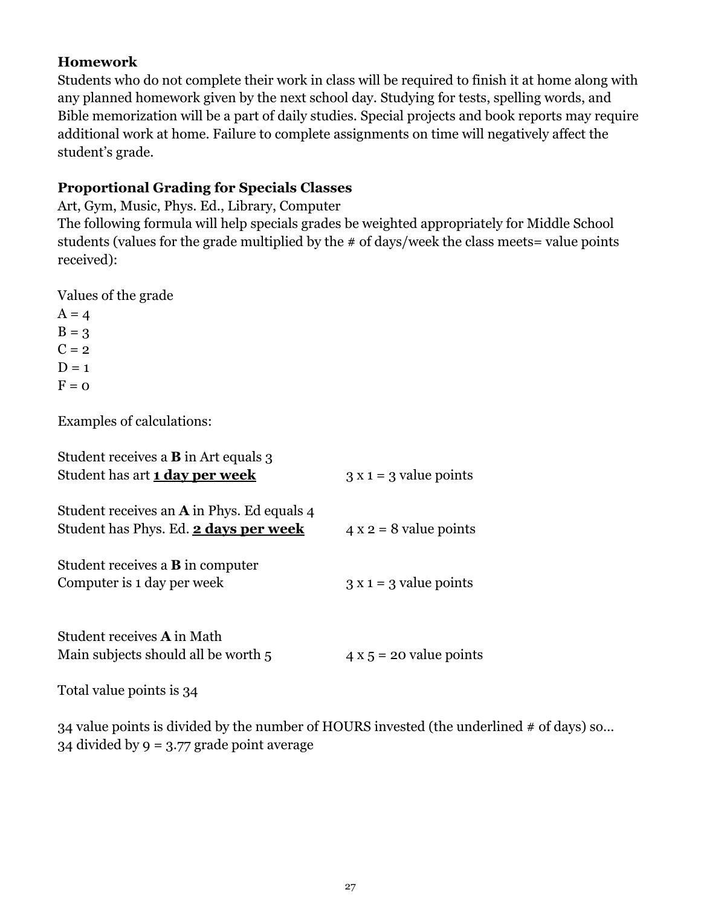**Homework**

Students who do not complete their work in class will be required to finish it at home along with any planned homework given by the next school day. Studying for tests, spelling words, and Bible memorization will be a part of daily studies. Special projects and book reports may require additional work at home. Failure to complete assignments on time will negatively affect the student's grade.

**Proportional Grading for Specials Classes**

Art, Gym, Music, Phys. Ed., Library, Computer

The following formula will help specials grades be weighted appropriately for Middle School students (values for the grade multiplied by the # of days/week the class meets= value points received):

Values of the grade

A = 4
B = 3
C = 2
D = 1
F = 0

Examples of calculations:

Student receives a **B** in Art equals 3
Student has art **<u>1 day per week</u>** — 3 x 1 = 3 value points

Student receives an **A** in Phys. Ed equals 4
Student has Phys. Ed. **<u>2 days per week</u>** — 4 x 2 = 8 value points

Student receives a **B** in computer
Computer is 1 day per week — 3 x 1 = 3 value points

Student receives **A** in Math
Main subjects should all be worth 5 — 4 x 5 = 20 value points

Total value points is 34

34 value points is divided by the number of HOURS invested (the underlined # of days) so...
34 divided by 9 = 3.77 grade point average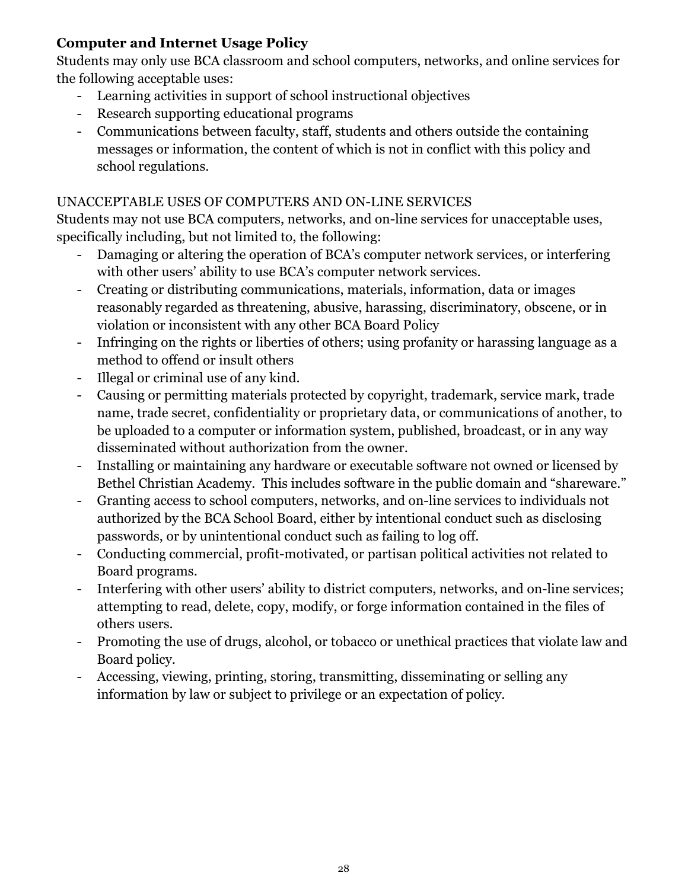**Computer and Internet Usage Policy**

Students may only use BCA classroom and school computers, networks, and online services for the following acceptable uses:

- Learning activities in support of school instructional objectives
- Research supporting educational programs
- Communications between faculty, staff, students and others outside the containing messages or information, the content of which is not in conflict with this policy and school regulations.

UNACCEPTABLE USES OF COMPUTERS AND ON-LINE SERVICES

Students may not use BCA computers, networks, and on-line services for unacceptable uses, specifically including, but not limited to, the following:

- Damaging or altering the operation of BCA's computer network services, or interfering with other users' ability to use BCA's computer network services.
- Creating or distributing communications, materials, information, data or images reasonably regarded as threatening, abusive, harassing, discriminatory, obscene, or in violation or inconsistent with any other BCA Board Policy
- Infringing on the rights or liberties of others; using profanity or harassing language as a method to offend or insult others
- Illegal or criminal use of any kind.
- Causing or permitting materials protected by copyright, trademark, service mark, trade name, trade secret, confidentiality or proprietary data, or communications of another, to be uploaded to a computer or information system, published, broadcast, or in any way disseminated without authorization from the owner.
- Installing or maintaining any hardware or executable software not owned or licensed by Bethel Christian Academy. This includes software in the public domain and "shareware."
- Granting access to school computers, networks, and on-line services to individuals not authorized by the BCA School Board, either by intentional conduct such as disclosing passwords, or by unintentional conduct such as failing to log off.
- Conducting commercial, profit-motivated, or partisan political activities not related to Board programs.
- Interfering with other users' ability to district computers, networks, and on-line services; attempting to read, delete, copy, modify, or forge information contained in the files of others users.
- Promoting the use of drugs, alcohol, or tobacco or unethical practices that violate law and Board policy.
- Accessing, viewing, printing, storing, transmitting, disseminating or selling any information by law or subject to privilege or an expectation of policy.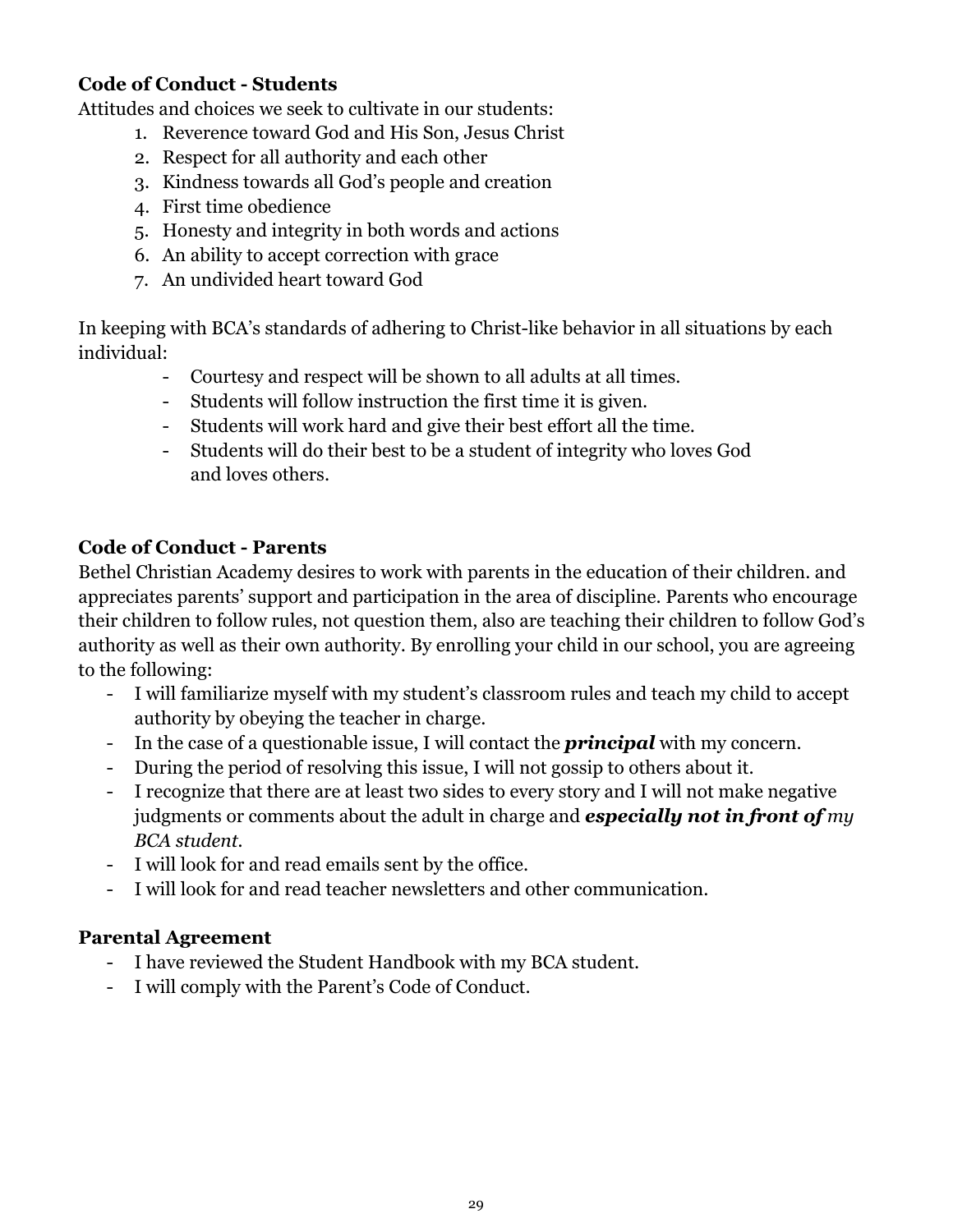**Code of Conduct - Students**

Attitudes and choices we seek to cultivate in our students:

1. Reverence toward God and His Son, Jesus Christ
2. Respect for all authority and each other
3. Kindness towards all God's people and creation
4. First time obedience
5. Honesty and integrity in both words and actions
6. An ability to accept correction with grace
7. An undivided heart toward God

In keeping with BCA's standards of adhering to Christ-like behavior in all situations by each individual:

- Courtesy and respect will be shown to all adults at all times.
- Students will follow instruction the first time it is given.
- Students will work hard and give their best effort all the time.
- Students will do their best to be a student of integrity who loves God and loves others.

**Code of Conduct - Parents**

Bethel Christian Academy desires to work with parents in the education of their children. and appreciates parents' support and participation in the area of discipline. Parents who encourage their children to follow rules, not question them, also are teaching their children to follow God's authority as well as their own authority. By enrolling your child in our school, you are agreeing to the following:

- I will familiarize myself with my student's classroom rules and teach my child to accept authority by obeying the teacher in charge.
- In the case of a questionable issue, I will contact the ***principal*** with my concern.
- During the period of resolving this issue, I will not gossip to others about it.
- I recognize that there are at least two sides to every story and I will not make negative judgments or comments about the adult in charge and ***especially not in front of*** *my BCA student.*
- I will look for and read emails sent by the office.
- I will look for and read teacher newsletters and other communication.

**Parental Agreement**

- I have reviewed the Student Handbook with my BCA student.
- I will comply with the Parent's Code of Conduct.